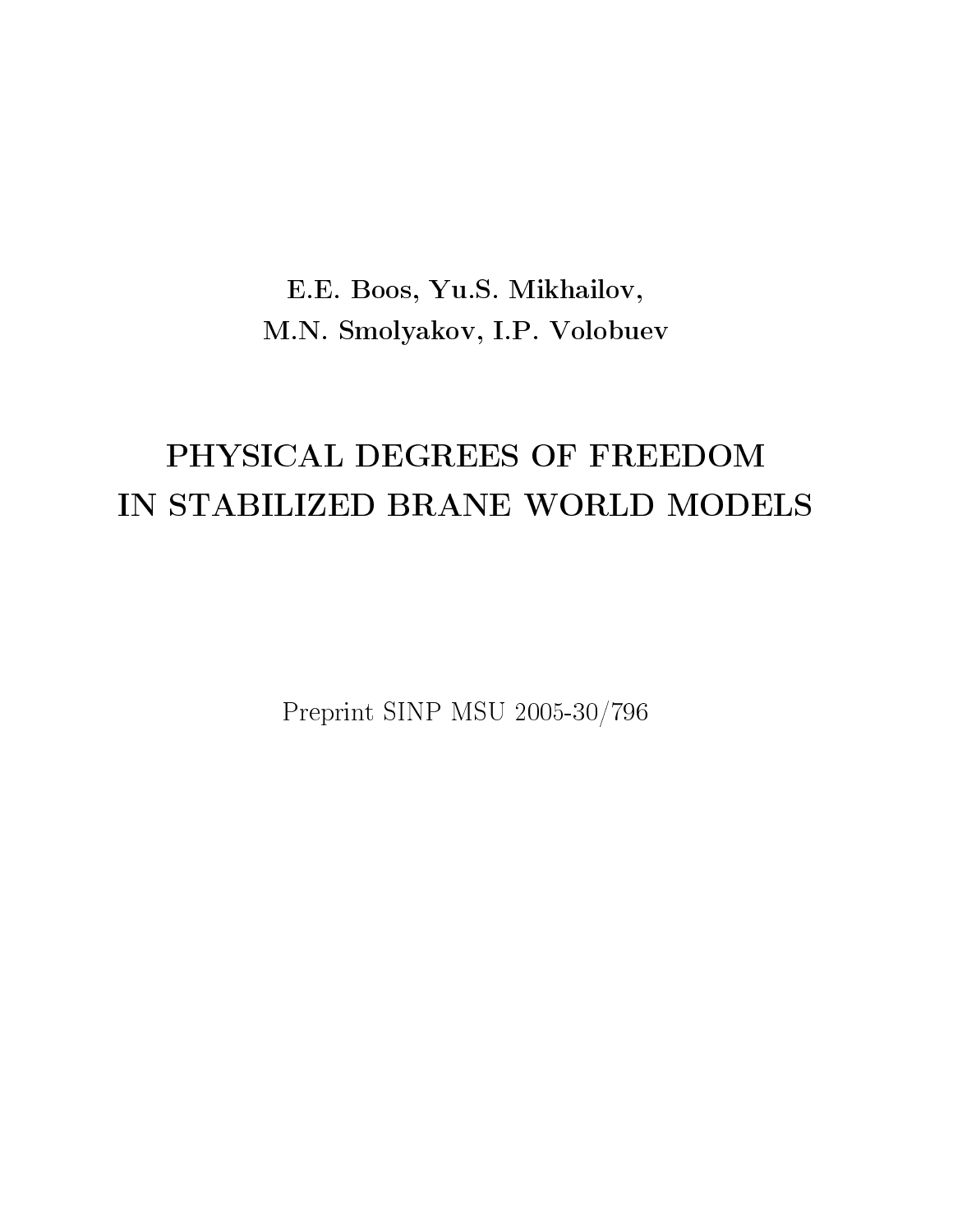E.E. Boos, Yu.S. Mikhailov,
M.N. Smolyakov, I.P. Volobuev

# PHYSICAL DEGREES OF FREEDOM IN STABILIZED BRANE WORLD MODELS

Preprint SINP MSU 2005-30/796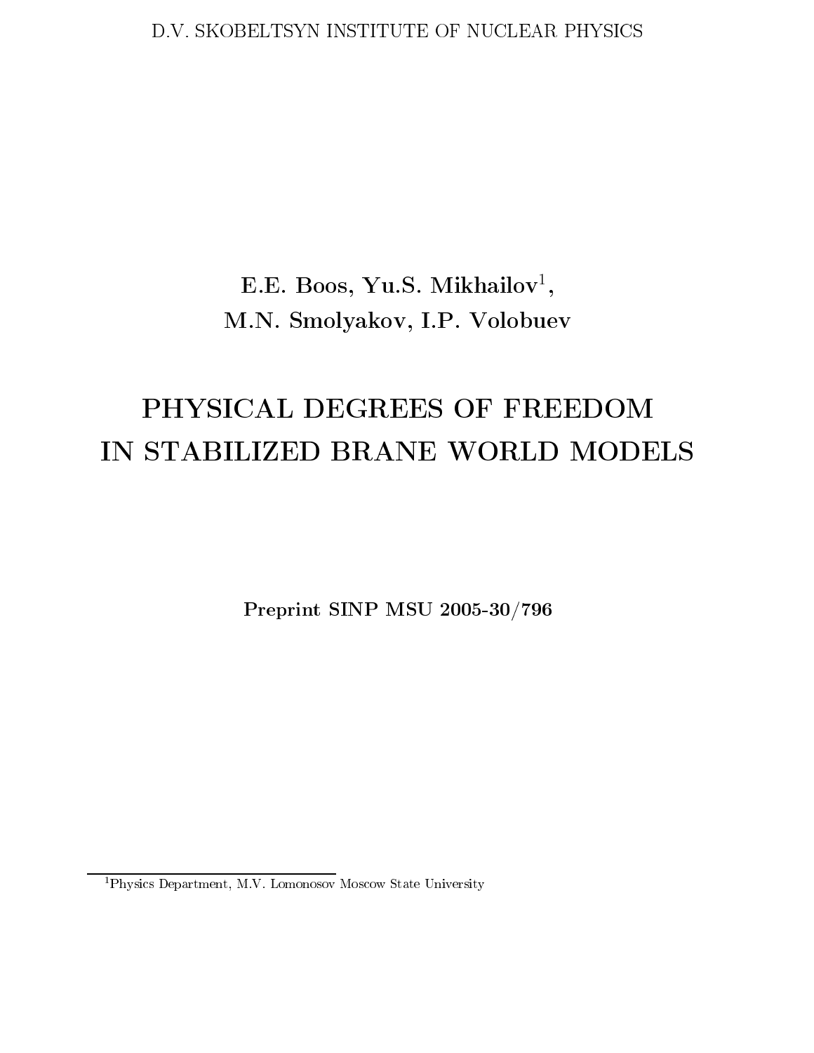D.V. SKOBELTSYN INSTITUTE OF NUCLEAR PHYSICS

E.E. Boos, Yu.S. Mikhailov[1],
M.N. Smolyakov, I.P. Volobuev

# PHYSICAL DEGREES OF FREEDOM IN STABILIZED BRANE WORLD MODELS

**Preprint SINP MSU 2005-30/796**

[1]Physics Department, M.V. Lomonosov Moscow State University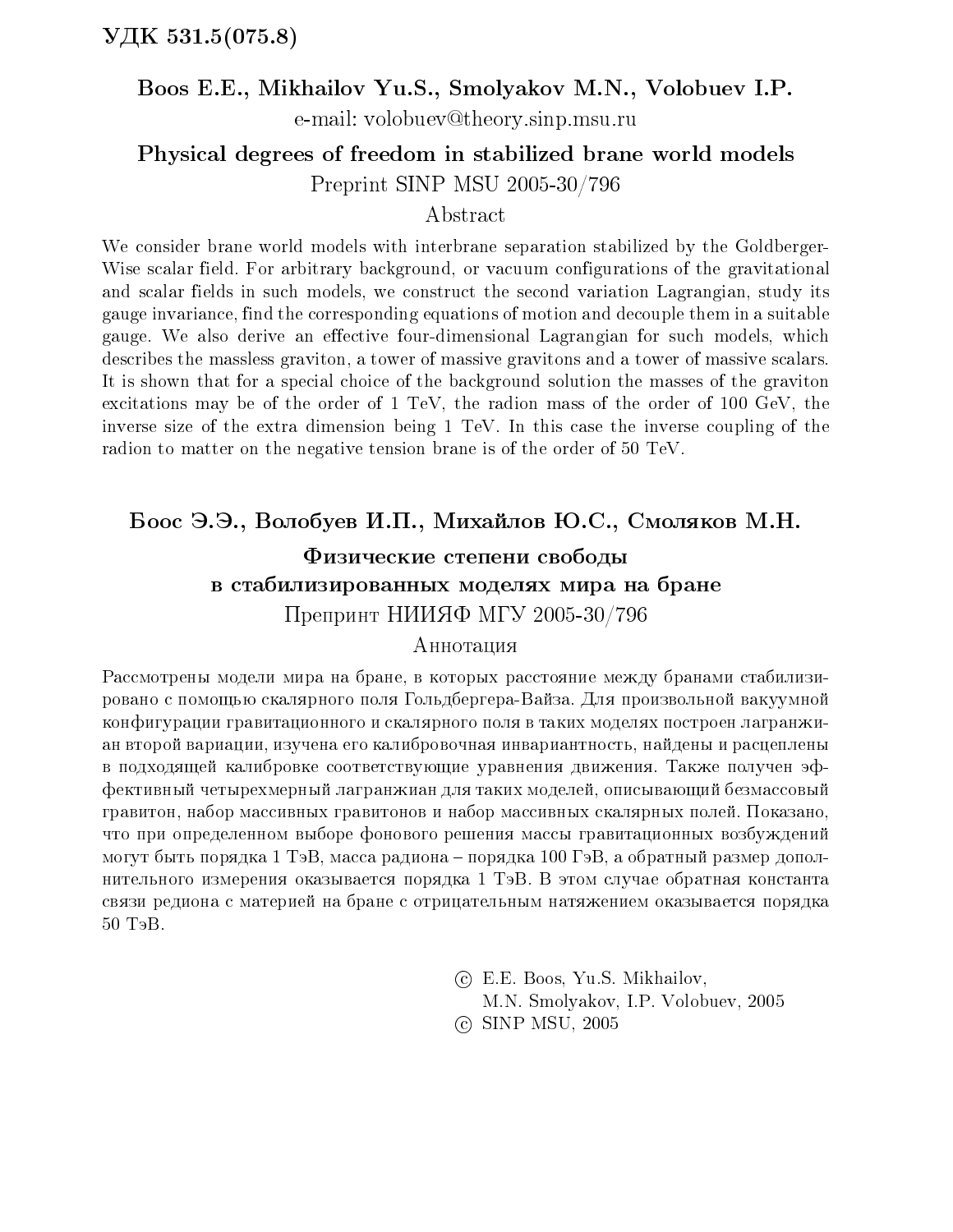УДК 531.5(075.8)

**Boos E.E., Mikhailov Yu.S., Smolyakov M.N., Volobuev I.P.**

e-mail: volobuev@theory.sinp.msu.ru

## Physical degrees of freedom in stabilized brane world models

Preprint SINP MSU 2005-30/796

### Abstract

We consider brane world models with interbrane separation stabilized by the Goldberger-Wise scalar field. For arbitrary background, or vacuum configurations of the gravitational and scalar fields in such models, we construct the second variation Lagrangian, study its gauge invariance, find the corresponding equations of motion and decouple them in a suitable gauge. We also derive an effective four-dimensional Lagrangian for such models, which describes the massless graviton, a tower of massive gravitons and a tower of massive scalars. It is shown that for a special choice of the background solution the masses of the graviton excitations may be of the order of 1 TeV, the radion mass of the order of 100 GeV, the inverse size of the extra dimension being 1 TeV. In this case the inverse coupling of the radion to matter on the negative tension brane is of the order of 50 TeV.

**Боос Э.Э., Волобуев И.П., Михайлов Ю.С., Смоляков М.Н.**

## Физические степени свободы в стабилизированных моделях мира на бране

Препринт НИИЯФ МГУ 2005-30/796

### Аннотация

Рассмотрены модели мира на бране, в которых расстояние между бранами стабилизировано с помощью скалярного поля Гольдбергера-Вайза. Для произвольной вакуумной конфигурации гравитационного и скалярного поля в таких моделях построен лагранжиан второй вариации, изучена его калибровочная инвариантность, найдены и расцеплены в подходящей калибровке соответствующие уравнения движения. Также получен эффективный четырехмерный лагранжиан для таких моделей, описывающий безмассовый гравитон, набор массивных гравитонов и набор массивных скалярных полей. Показано, что при определенном выборе фонового решения массы гравитационных возбуждений могут быть порядка 1 ТэВ, масса радиона – порядка 100 ГэВ, а обратный размер дополнительного измерения оказывается порядка 1 ТэВ. В этом случае обратная константа связи редиона с материей на бране с отрицательным натяжением оказывается порядка 50 ТэВ.

© E.E. Boos, Yu.S. Mikhailov, M.N. Smolyakov, I.P. Volobuev, 2005

© SINP MSU, 2005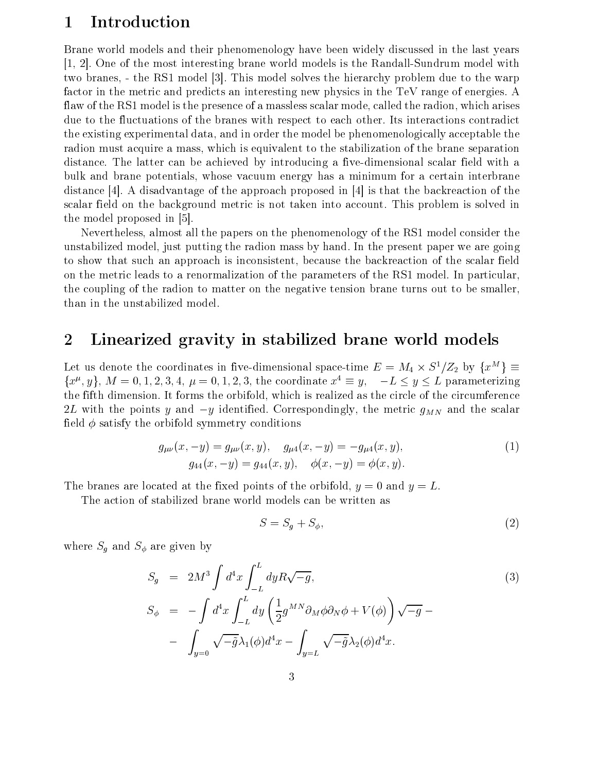# 1 Introduction

Brane world models and their phenomenology have been widely discussed in the last years [1, 2]. One of the most interesting brane world models is the Randall-Sundrum model with two branes, - the RS1 model [3]. This model solves the hierarchy problem due to the warp factor in the metric and predicts an interesting new physics in the TeV range of energies. A flaw of the RS1 model is the presence of a massless scalar mode, called the radion, which arises due to the fluctuations of the branes with respect to each other. Its interactions contradict the existing experimental data, and in order the model be phenomenologically acceptable the radion must acquire a mass, which is equivalent to the stabilization of the brane separation distance. The latter can be achieved by introducing a five-dimensional scalar field with a bulk and brane potentials, whose vacuum energy has a minimum for a certain interbrane distance [4]. A disadvantage of the approach proposed in [4] is that the backreaction of the scalar field on the background metric is not taken into account. This problem is solved in the model proposed in [5].

Nevertheless, almost all the papers on the phenomenology of the RS1 model consider the unstabilized model, just putting the radion mass by hand. In the present paper we are going to show that such an approach is inconsistent, because the backreaction of the scalar field on the metric leads to a renormalization of the parameters of the RS1 model. In particular, the coupling of the radion to matter on the negative tension brane turns out to be smaller, than in the unstabilized model.

# 2 Linearized gravity in stabilized brane world models

Let us denote the coordinates in five-dimensional space-time $E = M_4 \times S^1/Z_2$ by $\{x^M\} \equiv \{x^\mu, y\}$, $M = 0,1,2,3,4$, $\mu = 0,1,2,3$, the coordinate $x^4 \equiv y$, $\quad -L \le y \le L$ parameterizing the fifth dimension. It forms the orbifold, which is realized as the circle of the circumference $2L$ with the points $y$ and $-y$ identified. Correspondingly, the metric $g_{MN}$ and the scalar field $\phi$ satisfy the orbifold symmetry conditions

$$
\begin{gathered}
g_{\mu\nu}(x,-y) = g_{\mu\nu}(x,y), \quad g_{\mu 4}(x,-y) = -g_{\mu 4}(x,y), \\
g_{44}(x,-y) = g_{44}(x,y), \quad \phi(x,-y) = \phi(x,y).
\end{gathered}
\tag{1}
$$

The branes are located at the fixed points of the orbifold, $y = 0$ and $y = L$.

The action of stabilized brane world models can be written as

$$
S = S_g + S_\phi, \tag{2}
$$

where $S_g$ and $S_\phi$ are given by

$$
\begin{aligned}
S_g &= 2M^3 \int d^4x \int_{-L}^{L} dy R\sqrt{-g}, \\
S_\phi &= -\int d^4x \int_{-L}^{L} dy \left( \frac{1}{2} g^{MN} \partial_M \phi \partial_N \phi + V(\phi) \right) \sqrt{-g} - \\
&- \int_{y=0} \sqrt{-\tilde{g}} \lambda_1(\phi) d^4x - \int_{y=L} \sqrt{-\tilde{g}} \lambda_2(\phi) d^4x.
\end{aligned}
\tag{3}
$$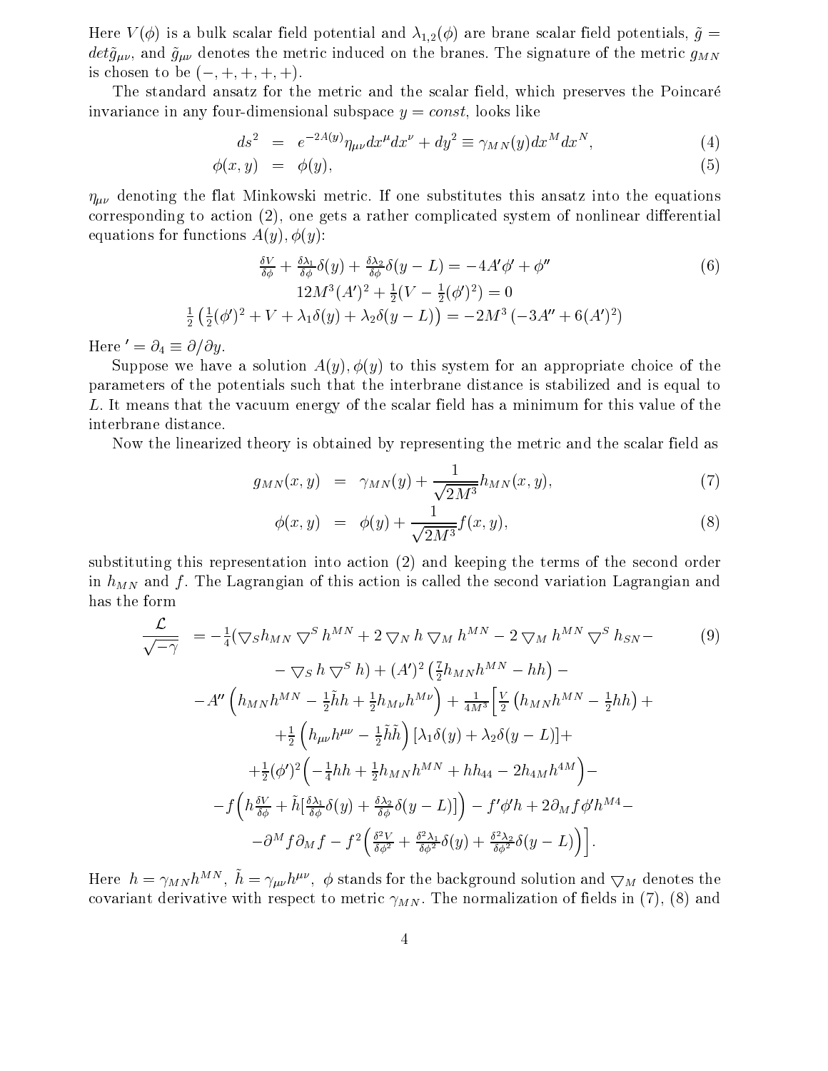Here $V(\phi)$ is a bulk scalar field potential and $\lambda_{1,2}(\phi)$ are brane scalar field potentials, $\tilde{g} = det\tilde{g}_{\mu\nu}$, and $\tilde{g}_{\mu\nu}$ denotes the metric induced on the branes. The signature of the metric $g_{MN}$ is chosen to be $(-,+,+,+,+)$.

The standard ansatz for the metric and the scalar field, which preserves the Poincaré invariance in any four-dimensional subspace $y = const$, looks like

$$
\begin{aligned}
ds^2 &= e^{-2A(y)}\eta_{\mu\nu}dx^\mu dx^\nu + dy^2 \equiv \gamma_{MN}(y)dx^M dx^N, &(4)\\
\phi(x,y) &= \phi(y), &(5)
\end{aligned}
$$

$\eta_{\mu\nu}$ denoting the flat Minkowski metric. If one substitutes this ansatz into the equations corresponding to action (2), one gets a rather complicated system of nonlinear differential equations for functions $A(y), \phi(y)$:

$$
\begin{gathered}
\frac{\delta V}{\delta\phi} + \frac{\delta\lambda_1}{\delta\phi}\delta(y) + \frac{\delta\lambda_2}{\delta\phi}\delta(y-L) = -4A'\phi' + \phi'' \\
12M^3(A')^2 + \frac{1}{2}(V - \frac{1}{2}(\phi')^2) = 0 \\
\frac{1}{2}\left(\frac{1}{2}(\phi')^2 + V + \lambda_1\delta(y) + \lambda_2\delta(y-L)\right) = -2M^3\left(-3A'' + 6(A')^2\right)
\end{gathered} \qquad (6)
$$

Here $' = \partial_4 \equiv \partial/\partial y$.

Suppose we have a solution $A(y), \phi(y)$ to this system for an appropriate choice of the parameters of the potentials such that the interbrane distance is stabilized and is equal to $L$. It means that the vacuum energy of the scalar field has a minimum for this value of the interbrane distance.

Now the linearized theory is obtained by representing the metric and the scalar field as

$$
\begin{aligned}
g_{MN}(x,y) &= \gamma_{MN}(y) + \frac{1}{\sqrt{2M^3}}h_{MN}(x,y), &(7)\\
\phi(x,y) &= \phi(y) + \frac{1}{\sqrt{2M^3}}f(x,y), &(8)
\end{aligned}
$$

substituting this representation into action (2) and keeping the terms of the second order in $h_{MN}$ and $f$. The Lagrangian of this action is called the second variation Lagrangian and has the form

$$
\begin{aligned}
\frac{\mathcal{L}}{\sqrt{-\gamma}} &= -\frac{1}{4}(\nabla_S h_{MN}\nabla^S h^{MN} + 2\nabla_N h \nabla_M h^{MN} - 2\nabla_M h^{MN}\nabla^S h_{SN} - \\
&\quad - \nabla_S h \nabla^S h) + (A')^2\left(\frac{7}{2}h_{MN}h^{MN} - hh\right) - \\
&\quad - A''\left(h_{MN}h^{MN} - \frac{1}{2}\tilde{h}h + \frac{1}{2}h_{M\nu}h^{M\nu}\right) + \frac{1}{4M^3}\Big[\frac{V}{2}\left(h_{MN}h^{MN} - \frac{1}{2}hh\right) + \\
&\quad + \frac{1}{2}\left(h_{\mu\nu}h^{\mu\nu} - \frac{1}{2}\tilde{h}\tilde{h}\right)[\lambda_1\delta(y) + \lambda_2\delta(y-L)] + \\
&\quad + \frac{1}{2}(\phi')^2\Big(-\frac{1}{4}hh + \frac{1}{2}h_{MN}h^{MN} + hh_{44} - 2h_{4M}h^{4M}\Big) - \\
&\quad - f\Big(h\frac{\delta V}{\delta\phi} + \tilde{h}[\frac{\delta\lambda_1}{\delta\phi}\delta(y) + \frac{\delta\lambda_2}{\delta\phi}\delta(y-L)]\Big) - f'\phi' h + 2\partial_M f\phi' h^{M4} - \\
&\quad - \partial^M f\partial_M f - f^2\Big(\frac{\delta^2 V}{\delta\phi^2} + \frac{\delta^2\lambda_1}{\delta\phi^2}\delta(y) + \frac{\delta^2\lambda_2}{\delta\phi^2}\delta(y-L)\Big)\Big].
\end{aligned} \qquad (9)
$$

Here $h = \gamma_{MN}h^{MN}$, $\tilde{h} = \gamma_{\mu\nu}h^{\mu\nu}$, $\phi$ stands for the background solution and $\nabla_M$ denotes the covariant derivative with respect to metric $\gamma_{MN}$. The normalization of fields in (7), (8) and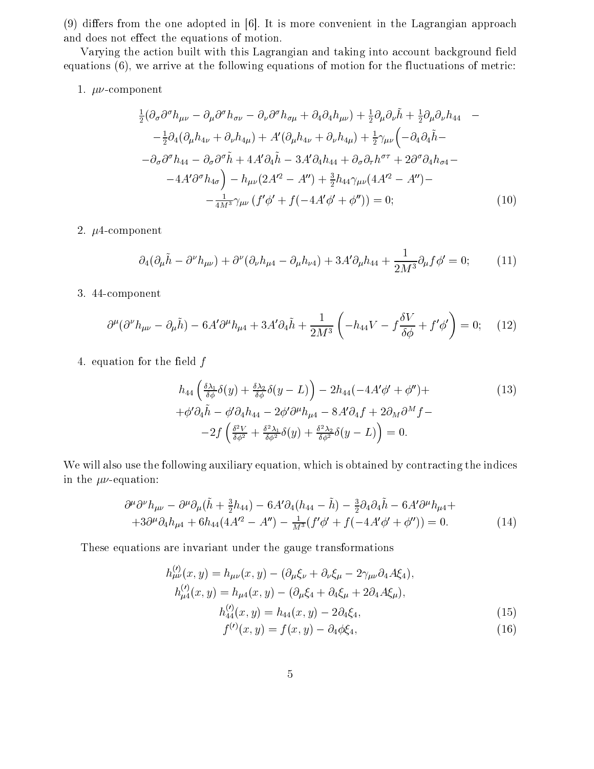(9) differs from the one adopted in [6]. It is more convenient in the Lagrangian approach and does not effect the equations of motion.

Varying the action built with this Lagrangian and taking into account background field equations (6), we arrive at the following equations of motion for the fluctuations of metric:

1. $\mu\nu$-component

$$
\begin{aligned}
&\tfrac{1}{2}(\partial_\sigma\partial^\sigma h_{\mu\nu} - \partial_\mu\partial^\sigma h_{\sigma\nu} - \partial_\nu\partial^\sigma h_{\sigma\mu} + \partial_4\partial_4 h_{\mu\nu}) + \tfrac{1}{2}\partial_\mu\partial_\nu\tilde{h} + \tfrac{1}{2}\partial_\mu\partial_\nu h_{44} \; - \\
&-\tfrac{1}{2}\partial_4(\partial_\mu h_{4\nu} + \partial_\nu h_{4\mu}) + A'(\partial_\mu h_{4\nu} + \partial_\nu h_{4\mu}) + \tfrac{1}{2}\gamma_{\mu\nu}\Big(-\partial_4\partial_4\tilde{h} - \\
&-\partial_\sigma\partial^\sigma h_{44} - \partial_\sigma\partial^\sigma\tilde{h} + 4A'\partial_4\tilde{h} - 3A'\partial_4 h_{44} + \partial_\sigma\partial_\tau h^{\sigma\tau} + 2\partial^\sigma\partial_4 h_{\sigma 4} - \\
&-4A'\partial^\sigma h_{4\sigma}\Big) - h_{\mu\nu}(2A'^2 - A'') + \tfrac{3}{2}h_{44}\gamma_{\mu\nu}(4A'^2 - A'') - \\
&-\tfrac{1}{4M^3}\gamma_{\mu\nu}\left(f'\phi' + f(-4A'\phi' + \phi'')\right) = 0;
\end{aligned} \tag{10}
$$

2. $\mu 4$-component

$$
\partial_4(\partial_\mu\tilde{h} - \partial^\nu h_{\mu\nu}) + \partial^\nu(\partial_\nu h_{\mu 4} - \partial_\mu h_{\nu 4}) + 3A'\partial_\mu h_{44} + \frac{1}{2M^3}\partial_\mu f\phi' = 0; \tag{11}
$$

3. 44-component

$$
\partial^\mu(\partial^\nu h_{\mu\nu} - \partial_\mu\tilde{h}) - 6A'\partial^\mu h_{\mu 4} + 3A'\partial_4\tilde{h} + \frac{1}{2M^3}\left(-h_{44}V - f\frac{\delta V}{\delta\phi} + f'\phi'\right) = 0; \tag{12}
$$

4. equation for the field $f$

$$
\begin{aligned}
&h_{44}\left(\tfrac{\delta\lambda_1}{\delta\phi}\delta(y) + \tfrac{\delta\lambda_2}{\delta\phi}\delta(y-L)\right) - 2h_{44}(-4A'\phi' + \phi'') + \\
&+\phi'\partial_4\tilde{h} - \phi'\partial_4 h_{44} - 2\phi'\partial^\mu h_{\mu 4} - 8A'\partial_4 f + 2\partial_M\partial^M f - \\
&-2f\left(\tfrac{\delta^2 V}{\delta\phi^2} + \tfrac{\delta^2\lambda_1}{\delta\phi^2}\delta(y) + \tfrac{\delta^2\lambda_2}{\delta\phi^2}\delta(y-L)\right) = 0.
\end{aligned} \tag{13}
$$

We will also use the following auxiliary equation, which is obtained by contracting the indices in the $\mu\nu$-equation:

$$
\begin{aligned}
&\partial^\mu\partial^\nu h_{\mu\nu} - \partial^\mu\partial_\mu(\tilde{h} + \tfrac{3}{2}h_{44}) - 6A'\partial_4(h_{44} - \tilde{h}) - \tfrac{3}{2}\partial_4\partial_4\tilde{h} - 6A'\partial^\mu h_{\mu 4} + \\
&+3\partial^\mu\partial_4 h_{\mu 4} + 6h_{44}(4A'^2 - A'') - \tfrac{1}{M^3}(f'\phi' + f(-4A'\phi' + \phi'')) = 0.
\end{aligned} \tag{14}
$$

These equations are invariant under the gauge transformations

$$
\begin{aligned}
h^{(\prime)}_{\mu\nu}(x,y) &= h_{\mu\nu}(x,y) - (\partial_\mu\xi_\nu + \partial_\nu\xi_\mu - 2\gamma_{\mu\nu}\partial_4 A\xi_4), \\
h^{(\prime)}_{\mu 4}(x,y) &= h_{\mu 4}(x,y) - (\partial_\mu\xi_4 + \partial_4\xi_\mu + 2\partial_4 A\xi_\mu), \\
h^{(\prime)}_{44}(x,y) &= h_{44}(x,y) - 2\partial_4\xi_4,
\end{aligned} \tag{15}
$$

$$
f^{(\prime)}(x,y) = f(x,y) - \partial_4\phi\xi_4, \tag{16}
$$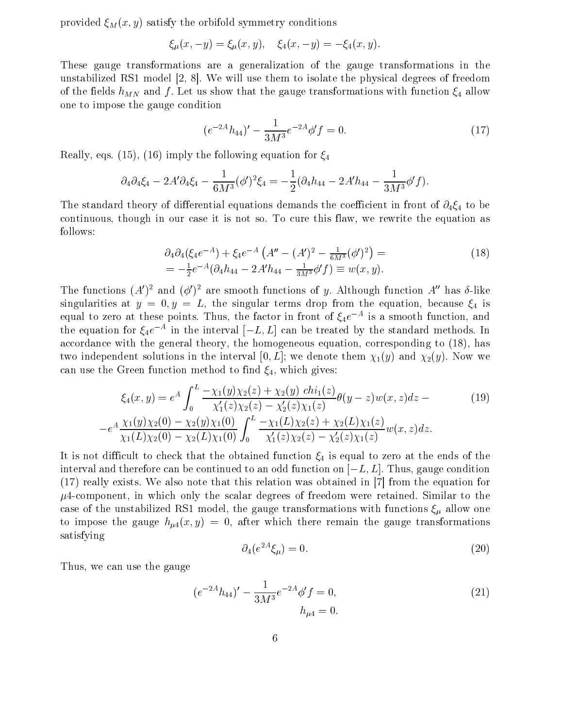provided $\xi_M(x,y)$ satisfy the orbifold symmetry conditions

$$\xi_\mu(x,-y) = \xi_\mu(x,y), \quad \xi_4(x,-y) = -\xi_4(x,y).$$

These gauge transformations are a generalization of the gauge transformations in the unstabilized RS1 model [2, 8]. We will use them to isolate the physical degrees of freedom of the fields $h_{MN}$ and $f$. Let us show that the gauge transformations with function $\xi_4$ allow one to impose the gauge condition

$$(e^{-2A}h_{44})' - \frac{1}{3M^3}e^{-2A}\phi' f = 0. \tag{17}$$

Really, eqs. (15), (16) imply the following equation for $\xi_4$

$$\partial_4\partial_4\xi_4 - 2A'\partial_4\xi_4 - \frac{1}{6M^3}(\phi')^2\xi_4 = -\frac{1}{2}(\partial_4 h_{44} - 2A'h_{44} - \frac{1}{3M^3}\phi' f).$$

The standard theory of differential equations demands the coefficient in front of $\partial_4\xi_4$ to be continuous, though in our case it is not so. To cure this flaw, we rewrite the equation as follows:

$$\begin{aligned}
&\partial_4\partial_4(\xi_4 e^{-A}) + \xi_4 e^{-A}\left(A'' - (A')^2 - \tfrac{1}{6M^3}(\phi')^2\right) = \\
&= -\tfrac{1}{2}e^{-A}(\partial_4 h_{44} - 2A'h_{44} - \tfrac{1}{3M^3}\phi' f) \equiv w(x,y).
\end{aligned} \tag{18}$$

The functions $(A')^2$ and $(\phi')^2$ are smooth functions of $y$. Although function $A''$ has $\delta$-like singularities at $y = 0, y = L$, the singular terms drop from the equation, because $\xi_4$ is equal to zero at these points. Thus, the factor in front of $\xi_4 e^{-A}$ is a smooth function, and the equation for $\xi_4 e^{-A}$ in the interval $[-L, L]$ can be treated by the standard methods. In accordance with the general theory, the homogeneous equation, corresponding to (18), has two independent solutions in the interval $[0, L]$; we denote them $\chi_1(y)$ and $\chi_2(y)$. Now we can use the Green function method to find $\xi_4$, which gives:

$$\begin{aligned}
\xi_4(x,y) = e^A \int_0^L \frac{-\chi_1(y)\chi_2(z) + \chi_2(y)\ chi_1(z)}{\chi_1'(z)\chi_2(z) - \chi_2'(z)\chi_1(z)}\theta(y-z)w(x,z)dz - \\
-e^A \frac{\chi_1(y)\chi_2(0) - \chi_2(y)\chi_1(0)}{\chi_1(L)\chi_2(0) - \chi_2(L)\chi_1(0)} \int_0^L \frac{-\chi_1(L)\chi_2(z) + \chi_2(L)\chi_1(z)}{\chi_1'(z)\chi_2(z) - \chi_2'(z)\chi_1(z)} w(x,z)dz.
\end{aligned} \tag{19}$$

It is not difficult to check that the obtained function $\xi_4$ is equal to zero at the ends of the interval and therefore can be continued to an odd function on $[-L, L]$. Thus, gauge condition (17) really exists. We also note that this relation was obtained in [7] from the equation for $\mu 4$-component, in which only the scalar degrees of freedom were retained. Similar to the case of the unstabilized RS1 model, the gauge transformations with functions $\xi_\mu$ allow one to impose the gauge $h_{\mu 4}(x,y) = 0$, after which there remain the gauge transformations satisfying

$$\partial_4(e^{2A}\xi_\mu) = 0. \tag{20}$$

Thus, we can use the gauge

$$\begin{aligned}
(e^{-2A}h_{44})' - \frac{1}{3M^3}e^{-2A}\phi' f = 0, \\
h_{\mu 4} = 0.
\end{aligned} \tag{21}$$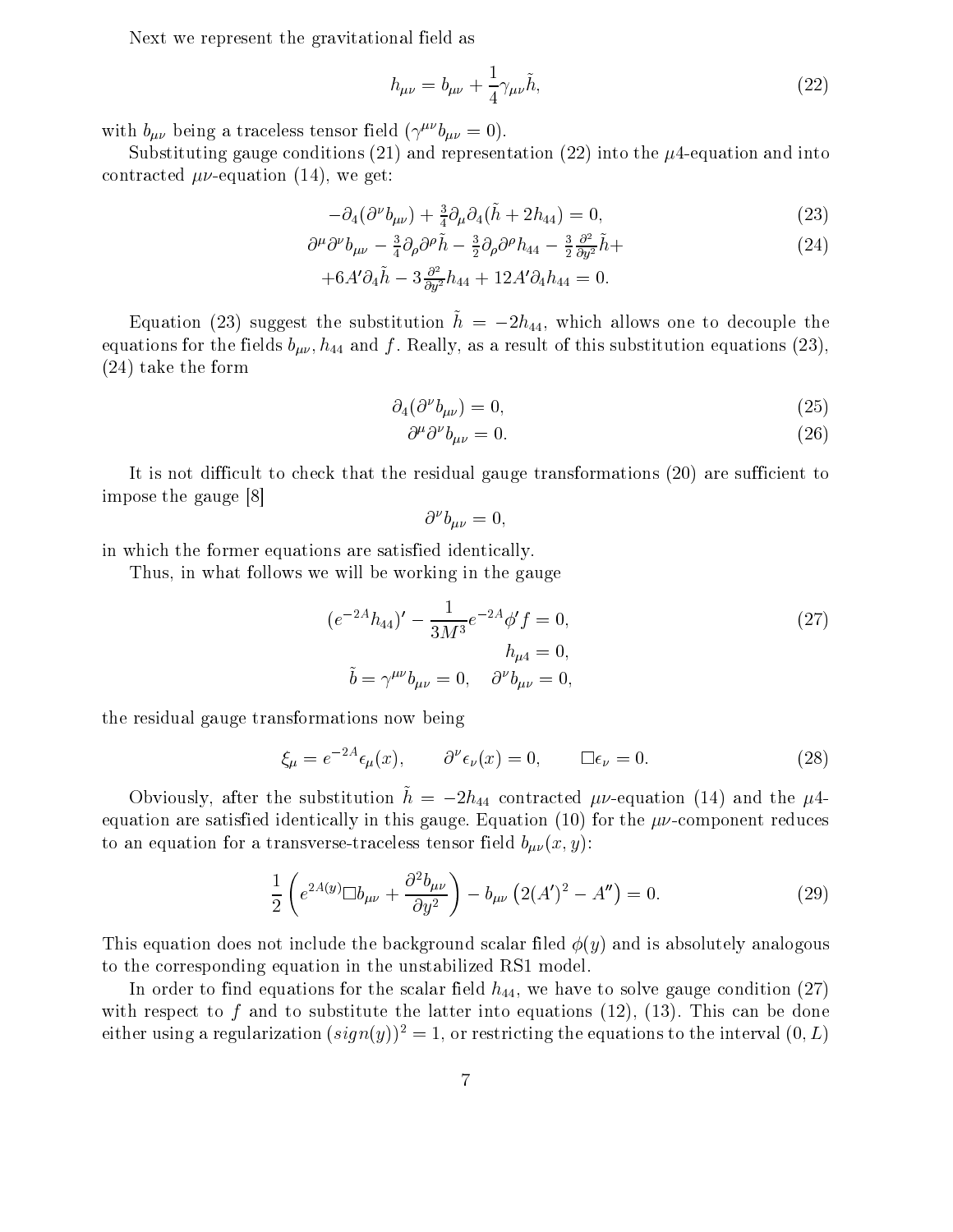Next we represent the gravitational field as

$$
h_{\mu\nu} = b_{\mu\nu} + \frac{1}{4}\gamma_{\mu\nu}\tilde{h}, \tag{22}
$$

with $b_{\mu\nu}$ being a traceless tensor field ($\gamma^{\mu\nu}b_{\mu\nu} = 0$).

Substituting gauge conditions (21) and representation (22) into the $\mu 4$-equation and into contracted $\mu\nu$-equation (14), we get:

$$
-\partial_4(\partial^\nu b_{\mu\nu}) + \tfrac{3}{4}\partial_\mu\partial_4(\tilde{h} + 2h_{44}) = 0, \tag{23}
$$

$$
\begin{aligned}
&\partial^\mu\partial^\nu b_{\mu\nu} - \tfrac{3}{4}\partial_\rho\partial^\rho\tilde{h} - \tfrac{3}{2}\partial_\rho\partial^\rho h_{44} - \tfrac{3}{2}\tfrac{\partial^2}{\partial y^2}\tilde{h} + \\
&+6A'\partial_4\tilde{h} - 3\tfrac{\partial^2}{\partial y^2}h_{44} + 12A'\partial_4 h_{44} = 0.
\end{aligned} \tag{24}
$$

Equation (23) suggest the substitution $\tilde{h} = -2h_{44}$, which allows one to decouple the equations for the fields $b_{\mu\nu}$, $h_{44}$ and $f$. Really, as a result of this substitution equations (23), (24) take the form

$$
\partial_4(\partial^\nu b_{\mu\nu}) = 0, \tag{25}
$$

$$
\partial^\mu\partial^\nu b_{\mu\nu} = 0. \tag{26}
$$

It is not difficult to check that the residual gauge transformations (20) are sufficient to impose the gauge [8]

$$
\partial^\nu b_{\mu\nu} = 0,
$$

in which the former equations are satisfied identically.

Thus, in what follows we will be working in the gauge

$$
\begin{aligned}
(e^{-2A}h_{44})' - \frac{1}{3M^3}e^{-2A}\phi' f = 0,& \\
h_{\mu 4} = 0,& \\
\tilde{b} = \gamma^{\mu\nu}b_{\mu\nu} = 0, \quad \partial^\nu b_{\mu\nu} = 0,&
\end{aligned} \tag{27}
$$

the residual gauge transformations now being

$$
\xi_\mu = e^{-2A}\epsilon_\mu(x), \qquad \partial^\nu\epsilon_\nu(x) = 0, \qquad \Box\epsilon_\nu = 0. \tag{28}
$$

Obviously, after the substitution $\tilde{h} = -2h_{44}$ contracted $\mu\nu$-equation (14) and the $\mu 4$-equation are satisfied identically in this gauge. Equation (10) for the $\mu\nu$-component reduces to an equation for a transverse-traceless tensor field $b_{\mu\nu}(x, y)$:

$$
\frac{1}{2}\left(e^{2A(y)}\Box b_{\mu\nu} + \frac{\partial^2 b_{\mu\nu}}{\partial y^2}\right) - b_{\mu\nu}\left(2(A')^2 - A''\right) = 0. \tag{29}
$$

This equation does not include the background scalar filed $\phi(y)$ and is absolutely analogous to the corresponding equation in the unstabilized RS1 model.

In order to find equations for the scalar field $h_{44}$, we have to solve gauge condition (27) with respect to $f$ and to substitute the latter into equations (12), (13). This can be done either using a regularization $(sign(y))^2 = 1$, or restricting the equations to the interval $(0, L)$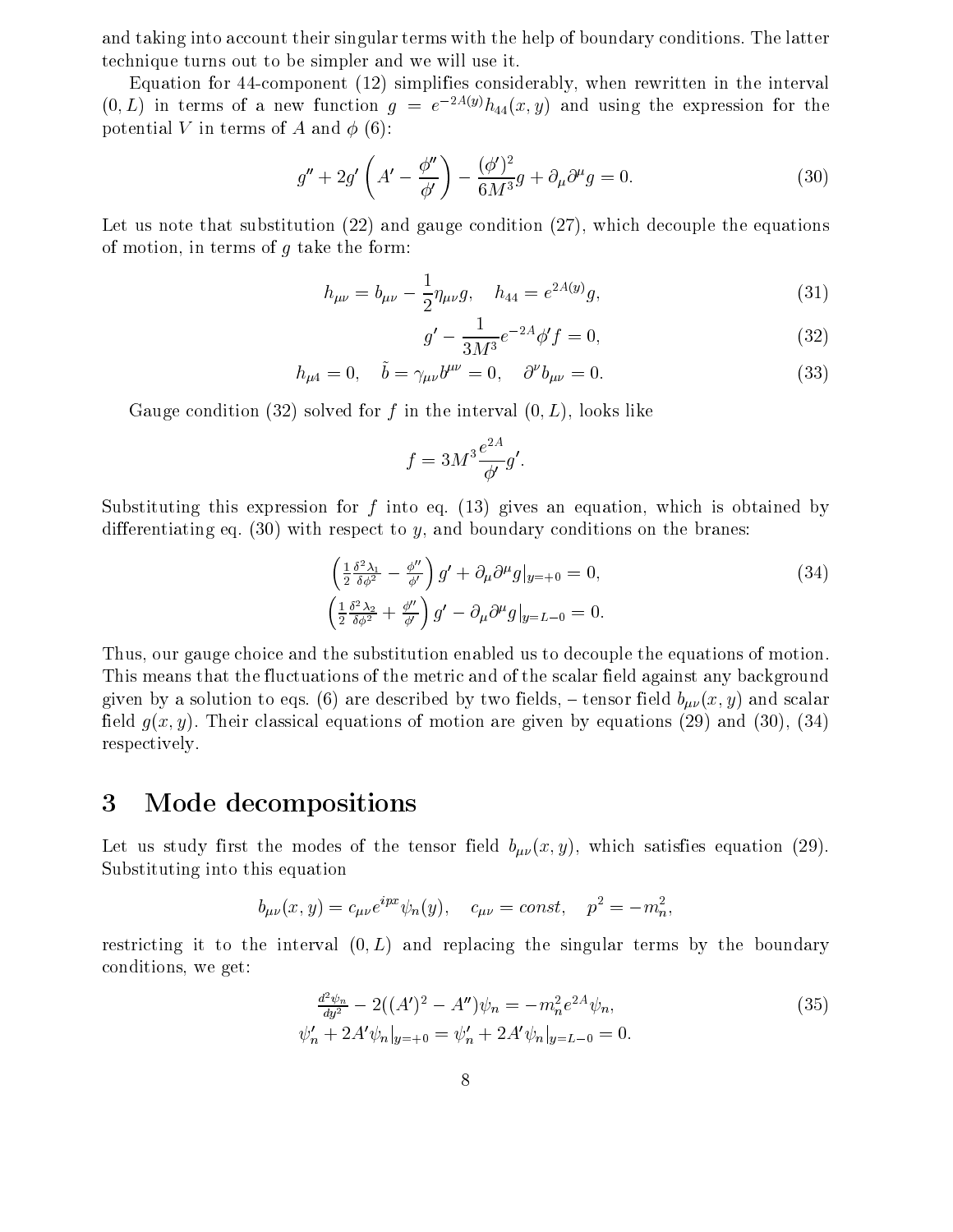and taking into account their singular terms with the help of boundary conditions. The latter technique turns out to be simpler and we will use it.

Equation for 44-component (12) simplifies considerably, when rewritten in the interval $(0, L)$ in terms of a new function $g = e^{-2A(y)} h_{44}(x, y)$ and using the expression for the potential $V$ in terms of $A$ and $\phi$ (6):

$$g'' + 2g'\left(A' - \frac{\phi''}{\phi'}\right) - \frac{(\phi')^2}{6M^3} g + \partial_\mu \partial^\mu g = 0. \tag{30}$$

Let us note that substitution (22) and gauge condition (27), which decouple the equations of motion, in terms of $g$ take the form:

$$h_{\mu\nu} = b_{\mu\nu} - \frac{1}{2}\eta_{\mu\nu} g, \quad h_{44} = e^{2A(y)} g, \tag{31}$$

$$g' - \frac{1}{3M^3} e^{-2A} \phi' f = 0, \tag{32}$$

$$h_{\mu 4} = 0, \quad \tilde{b} = \gamma_{\mu\nu} b^{\mu\nu} = 0, \quad \partial^\nu b_{\mu\nu} = 0. \tag{33}$$

Gauge condition (32) solved for $f$ in the interval $(0, L)$, looks like

$$f = 3M^3 \frac{e^{2A}}{\phi'} g'.$$

Substituting this expression for $f$ into eq. (13) gives an equation, which is obtained by differentiating eq. (30) with respect to $y$, and boundary conditions on the branes:

$$\begin{aligned} \left(\frac{1}{2}\frac{\delta^2 \lambda_1}{\delta \phi^2} - \frac{\phi''}{\phi'}\right) g' + \partial_\mu \partial^\mu g|_{y=+0} = 0, \\ \left(\frac{1}{2}\frac{\delta^2 \lambda_2}{\delta \phi^2} + \frac{\phi''}{\phi'}\right) g' - \partial_\mu \partial^\mu g|_{y=L-0} = 0. \end{aligned} \tag{34}$$

Thus, our gauge choice and the substitution enabled us to decouple the equations of motion. This means that the fluctuations of the metric and of the scalar field against any background given by a solution to eqs. (6) are described by two fields, – tensor field $b_{\mu\nu}(x, y)$ and scalar field $g(x, y)$. Their classical equations of motion are given by equations (29) and (30), (34) respectively.

# 3 Mode decompositions

Let us study first the modes of the tensor field $b_{\mu\nu}(x, y)$, which satisfies equation (29). Substituting into this equation

$$b_{\mu\nu}(x, y) = c_{\mu\nu} e^{ipx} \psi_n(y), \quad c_{\mu\nu} = const, \quad p^2 = -m_n^2,$$

restricting it to the interval $(0, L)$ and replacing the singular terms by the boundary conditions, we get:

$$\begin{aligned} \frac{d^2\psi_n}{dy^2} - 2((A')^2 - A'')\psi_n = -m_n^2 e^{2A} \psi_n, \\ \psi_n' + 2A'\psi_n|_{y=+0} = \psi_n' + 2A'\psi_n|_{y=L-0} = 0. \end{aligned} \tag{35}$$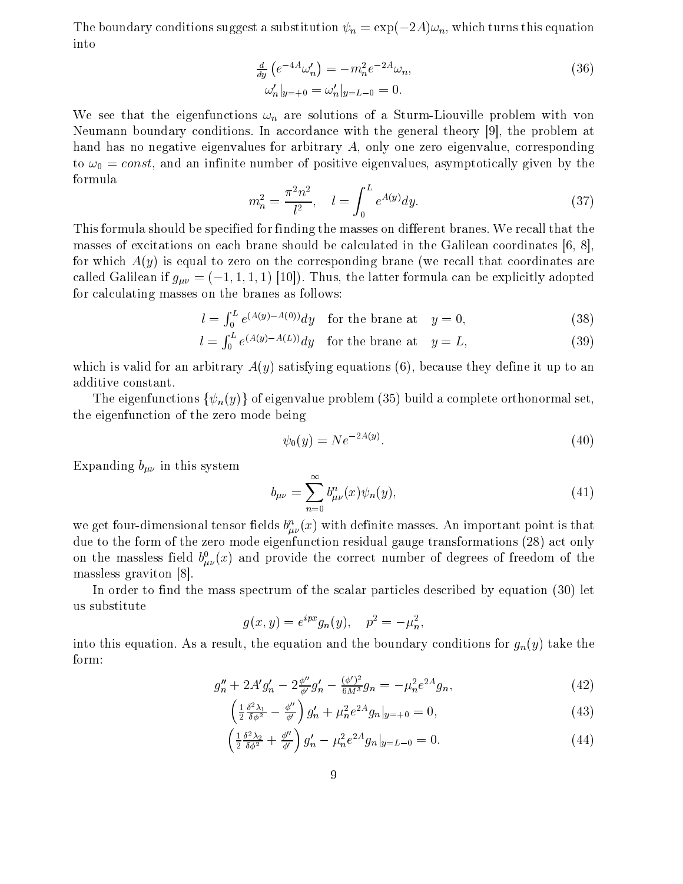The boundary conditions suggest a substitution $\psi_n = \exp(-2A)\omega_n$, which turns this equation into

$$
\begin{aligned}
\frac{d}{dy}\left(e^{-4A}\omega_n'\right) &= -m_n^2 e^{-2A}\omega_n, \\
\omega_n'|_{y=+0} &= \omega_n'|_{y=L-0} = 0.
\end{aligned}
\tag{36}
$$

We see that the eigenfunctions $\omega_n$ are solutions of a Sturm-Liouville problem with von Neumann boundary conditions. In accordance with the general theory [9], the problem at hand has no negative eigenvalues for arbitrary $A$, only one zero eigenvalue, corresponding to $\omega_0 = const$, and an infinite number of positive eigenvalues, asymptotically given by the formula

$$
m_n^2 = \frac{\pi^2 n^2}{l^2}, \quad l = \int_0^L e^{A(y)} dy. \tag{37}
$$

This formula should be specified for finding the masses on different branes. We recall that the masses of excitations on each brane should be calculated in the Galilean coordinates [6, 8], for which $A(y)$ is equal to zero on the corresponding brane (we recall that coordinates are called Galilean if $g_{\mu\nu} = (-1, 1, 1, 1)$ [10]). Thus, the latter formula can be explicitly adopted for calculating masses on the branes as follows:

$$
l = \int_0^L e^{(A(y)-A(0))} dy \quad \text{for the brane at} \quad y = 0, \tag{38}
$$

$$
l = \int_0^L e^{(A(y)-A(L))} dy \quad \text{for the brane at} \quad y = L, \tag{39}
$$

which is valid for an arbitrary $A(y)$ satisfying equations (6), because they define it up to an additive constant.

The eigenfunctions $\{\psi_n(y)\}$ of eigenvalue problem (35) build a complete orthonormal set, the eigenfunction of the zero mode being

$$
\psi_0(y) = N e^{-2A(y)}. \tag{40}
$$

Expanding $b_{\mu\nu}$ in this system

$$
b_{\mu\nu} = \sum_{n=0}^{\infty} b_{\mu\nu}^n(x)\psi_n(y), \tag{41}
$$

we get four-dimensional tensor fields $b_{\mu\nu}^n(x)$ with definite masses. An important point is that due to the form of the zero mode eigenfunction residual gauge transformations (28) act only on the massless field $b_{\mu\nu}^0(x)$ and provide the correct number of degrees of freedom of the massless graviton [8].

In order to find the mass spectrum of the scalar particles described by equation (30) let us substitute

$$
g(x, y) = e^{ipx} g_n(y), \quad p^2 = -\mu_n^2,
$$

into this equation. As a result, the equation and the boundary conditions for $g_n(y)$ take the form:

$$
g_n'' + 2A'g_n' - 2\frac{\phi''}{\phi'}g_n' - \frac{(\phi')^2}{6M^3}g_n = -\mu_n^2 e^{2A} g_n, \tag{42}
$$

$$
\left(\frac{1}{2}\frac{\delta^2\lambda_1}{\delta\phi^2} - \frac{\phi''}{\phi'}\right) g_n' + \mu_n^2 e^{2A} g_n|_{y=+0} = 0, \tag{43}
$$

$$
\left(\frac{1}{2}\frac{\delta^2\lambda_2}{\delta\phi^2} + \frac{\phi''}{\phi'}\right) g_n' - \mu_n^2 e^{2A} g_n|_{y=L-0} = 0. \tag{44}
$$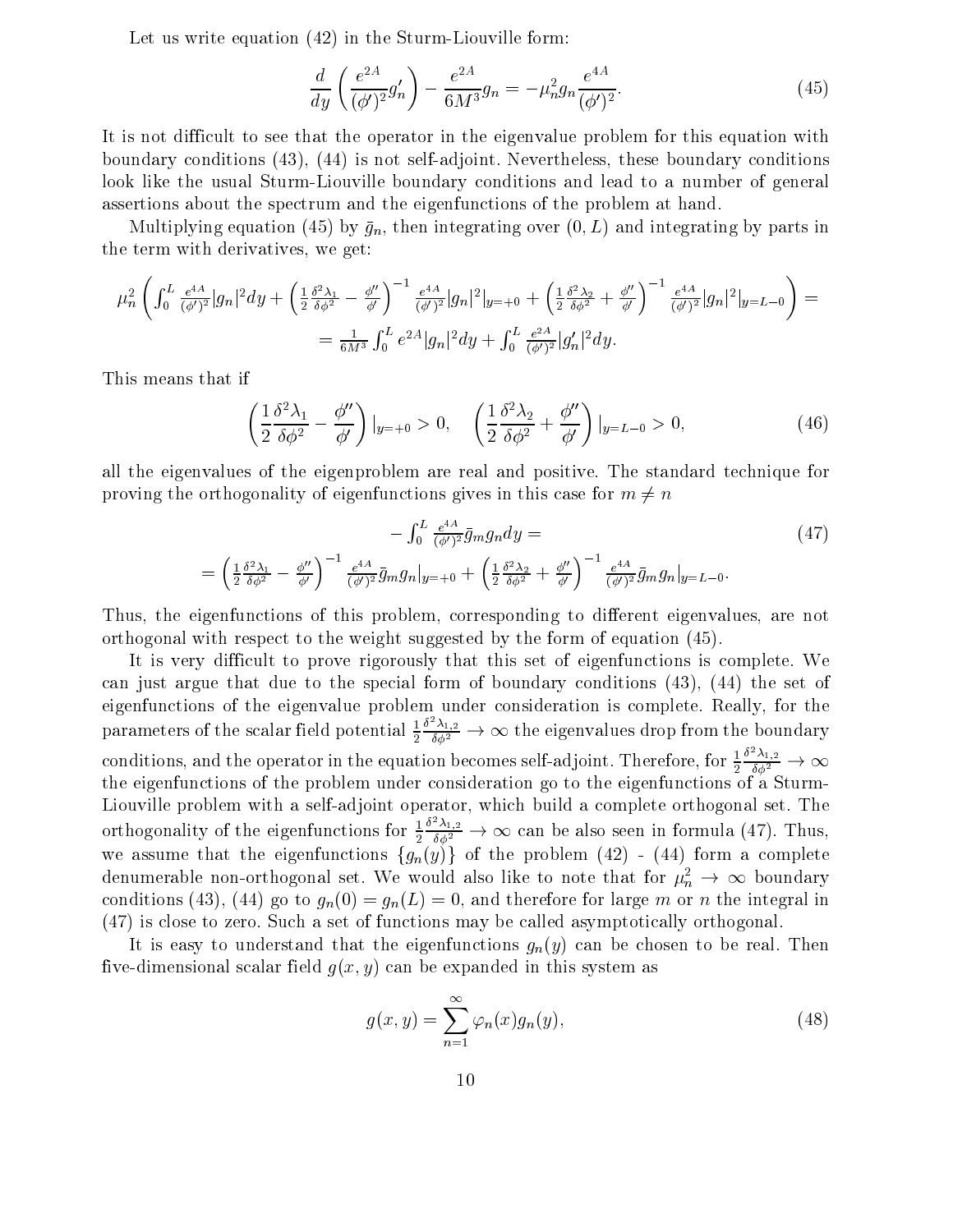Let us write equation (42) in the Sturm-Liouville form:

$$\frac{d}{dy}\left(\frac{e^{2A}}{(\phi')^2}g_n'\right) - \frac{e^{2A}}{6M^3}g_n = -\mu_n^2 g_n \frac{e^{4A}}{(\phi')^2}. \tag{45}$$

It is not difficult to see that the operator in the eigenvalue problem for this equation with boundary conditions (43), (44) is not self-adjoint. Nevertheless, these boundary conditions look like the usual Sturm-Liouville boundary conditions and lead to a number of general assertions about the spectrum and the eigenfunctions of the problem at hand.

Multiplying equation (45) by $\bar{g}_n$, then integrating over $(0, L)$ and integrating by parts in the term with derivatives, we get:

$$\mu_n^2\left(\int_0^L \frac{e^{4A}}{(\phi')^2}|g_n|^2 dy + \left(\frac{1}{2}\frac{\delta^2\lambda_1}{\delta\phi^2} - \frac{\phi''}{\phi'}\right)^{-1}\frac{e^{4A}}{(\phi')^2}|g_n|^2|_{y=+0} + \left(\frac{1}{2}\frac{\delta^2\lambda_2}{\delta\phi^2} + \frac{\phi''}{\phi'}\right)^{-1}\frac{e^{4A}}{(\phi')^2}|g_n|^2|_{y=L-0}\right) =$$
$$= \frac{1}{6M^3}\int_0^L e^{2A}|g_n|^2 dy + \int_0^L \frac{e^{2A}}{(\phi')^2}|g_n'|^2 dy.$$

This means that if

$$\left(\frac{1}{2}\frac{\delta^2\lambda_1}{\delta\phi^2} - \frac{\phi''}{\phi'}\right)|_{y=+0} > 0, \quad \left(\frac{1}{2}\frac{\delta^2\lambda_2}{\delta\phi^2} + \frac{\phi''}{\phi'}\right)|_{y=L-0} > 0, \tag{46}$$

all the eigenvalues of the eigenproblem are real and positive. The standard technique for proving the orthogonality of eigenfunctions gives in this case for $m \neq n$

$$-\int_0^L \frac{e^{4A}}{(\phi')^2}\bar{g}_m g_n dy = \tag{47}$$
$$= \left(\frac{1}{2}\frac{\delta^2\lambda_1}{\delta\phi^2} - \frac{\phi''}{\phi'}\right)^{-1}\frac{e^{4A}}{(\phi')^2}\bar{g}_m g_n|_{y=+0} + \left(\frac{1}{2}\frac{\delta^2\lambda_2}{\delta\phi^2} + \frac{\phi''}{\phi'}\right)^{-1}\frac{e^{4A}}{(\phi')^2}\bar{g}_m g_n|_{y=L-0}.$$

Thus, the eigenfunctions of this problem, corresponding to different eigenvalues, are not orthogonal with respect to the weight suggested by the form of equation (45).

It is very difficult to prove rigorously that this set of eigenfunctions is complete. We can just argue that due to the special form of boundary conditions (43), (44) the set of eigenfunctions of the eigenvalue problem under consideration is complete. Really, for the parameters of the scalar field potential $\frac{1}{2}\frac{\delta^2\lambda_{1,2}}{\delta\phi^2} \to \infty$ the eigenvalues drop from the boundary conditions, and the operator in the equation becomes self-adjoint. Therefore, for $\frac{1}{2}\frac{\delta^2\lambda_{1,2}}{\delta\phi^2} \to \infty$ the eigenfunctions of the problem under consideration go to the eigenfunctions of a Sturm-Liouville problem with a self-adjoint operator, which build a complete orthogonal set. The orthogonality of the eigenfunctions for $\frac{1}{2}\frac{\delta^2\lambda_{1,2}}{\delta\phi^2} \to \infty$ can be also seen in formula (47). Thus, we assume that the eigenfunctions $\{g_n(y)\}$ of the problem (42) - (44) form a complete denumerable non-orthogonal set. We would also like to note that for $\mu_n^2 \to \infty$ boundary conditions (43), (44) go to $g_n(0) = g_n(L) = 0$, and therefore for large $m$ or $n$ the integral in (47) is close to zero. Such a set of functions may be called asymptotically orthogonal.

It is easy to understand that the eigenfunctions $g_n(y)$ can be chosen to be real. Then five-dimensional scalar field $g(x, y)$ can be expanded in this system as

$$g(x, y) = \sum_{n=1}^{\infty}\varphi_n(x)g_n(y), \tag{48}$$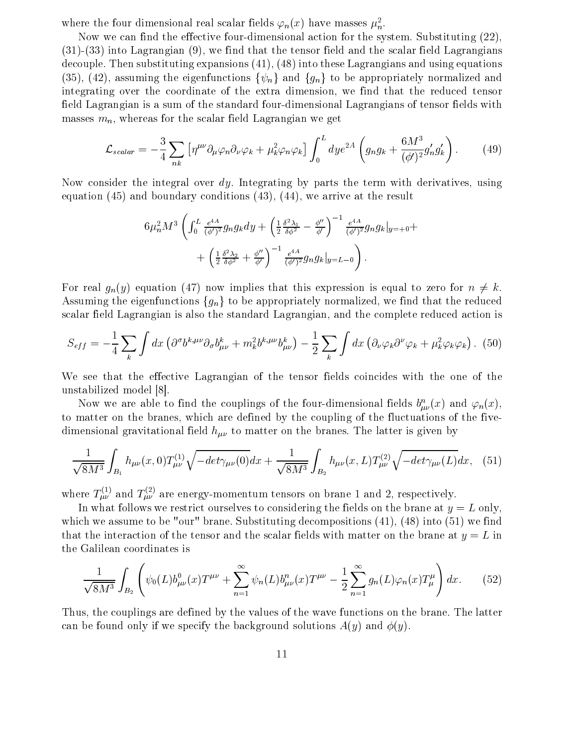where the four dimensional real scalar fields $\varphi_n(x)$ have masses $\mu_n^2$.

Now we can find the effective four-dimensional action for the system. Substituting (22), (31)-(33) into Lagrangian (9), we find that the tensor field and the scalar field Lagrangians decouple. Then substituting expansions (41), (48) into these Lagrangians and using equations (35), (42), assuming the eigenfunctions $\{\psi_n\}$ and $\{g_n\}$ to be appropriately normalized and integrating over the coordinate of the extra dimension, we find that the reduced tensor field Lagrangian is a sum of the standard four-dimensional Lagrangians of tensor fields with masses $m_n$, whereas for the scalar field Lagrangian we get

$$\mathcal{L}_{scalar} = -\frac{3}{4}\sum_{nk}\left[\eta^{\mu\nu}\partial_\mu\varphi_n\partial_\nu\varphi_k + \mu_k^2\varphi_n\varphi_k\right]\int_0^L dy e^{2A}\left(g_n g_k + \frac{6M^3}{(\phi')^2}g_n' g_k'\right). \tag{49}$$

Now consider the integral over $dy$. Integrating by parts the term with derivatives, using equation (45) and boundary conditions (43), (44), we arrive at the result

$$6\mu_n^2 M^3\left(\int_0^L \frac{e^{4A}}{(\phi')^2}g_n g_k dy + \left(\frac{1}{2}\frac{\delta^2\lambda_1}{\delta\phi^2} - \frac{\phi''}{\phi'}\right)^{-1}\frac{e^{4A}}{(\phi')^2}g_n g_k|_{y=+0} + \right.$$
$$\left. + \left(\frac{1}{2}\frac{\delta^2\lambda_2}{\delta\phi^2} + \frac{\phi''}{\phi'}\right)^{-1}\frac{e^{4A}}{(\phi')^2}g_n g_k|_{y=L-0}\right).$$

For real $g_n(y)$ equation (47) now implies that this expression is equal to zero for $n \neq k$. Assuming the eigenfunctions $\{g_n\}$ to be appropriately normalized, we find that the reduced scalar field Lagrangian is also the standard Lagrangian, and the complete reduced action is

$$S_{eff} = -\frac{1}{4}\sum_k\int dx\left(\partial^\sigma b^{k,\mu\nu}\partial_\sigma b^k_{\mu\nu} + m_k^2 b^{k,\mu\nu}b^k_{\mu\nu}\right) - \frac{1}{2}\sum_k\int dx\left(\partial_\nu\varphi_k\partial^\nu\varphi_k + \mu_k^2\varphi_k\varphi_k\right). \tag{50}$$

We see that the effective Lagrangian of the tensor fields coincides with the one of the unstabilized model [8].

Now we are able to find the couplings of the four-dimensional fields $b^n_{\mu\nu}(x)$ and $\varphi_n(x)$, to matter on the branes, which are defined by the coupling of the fluctuations of the five-dimensional gravitational field $h_{\mu\nu}$ to matter on the branes. The latter is given by

$$\frac{1}{\sqrt{8M^3}}\int_{B_1} h_{\mu\nu}(x,0)T^{(1)}_{\mu\nu}\sqrt{-det\gamma_{\mu\nu}(0)}dx + \frac{1}{\sqrt{8M^3}}\int_{B_2} h_{\mu\nu}(x,L)T^{(2)}_{\mu\nu}\sqrt{-det\gamma_{\mu\nu}(L)}dx, \tag{51}$$

where $T^{(1)}_{\mu\nu}$ and $T^{(2)}_{\mu\nu}$ are energy-momentum tensors on brane 1 and 2, respectively.

In what follows we restrict ourselves to considering the fields on the brane at $y = L$ only, which we assume to be "our" brane. Substituting decompositions (41), (48) into (51) we find that the interaction of the tensor and the scalar fields with matter on the brane at $y = L$ in the Galilean coordinates is

$$\frac{1}{\sqrt{8M^3}}\int_{B_2}\left(\psi_0(L)b^0_{\mu\nu}(x)T^{\mu\nu} + \sum_{n=1}^{\infty}\psi_n(L)b^n_{\mu\nu}(x)T^{\mu\nu} - \frac{1}{2}\sum_{n=1}^{\infty}g_n(L)\varphi_n(x)T^\mu_\mu\right)dx. \tag{52}$$

Thus, the couplings are defined by the values of the wave functions on the brane. The latter can be found only if we specify the background solutions $A(y)$ and $\phi(y)$.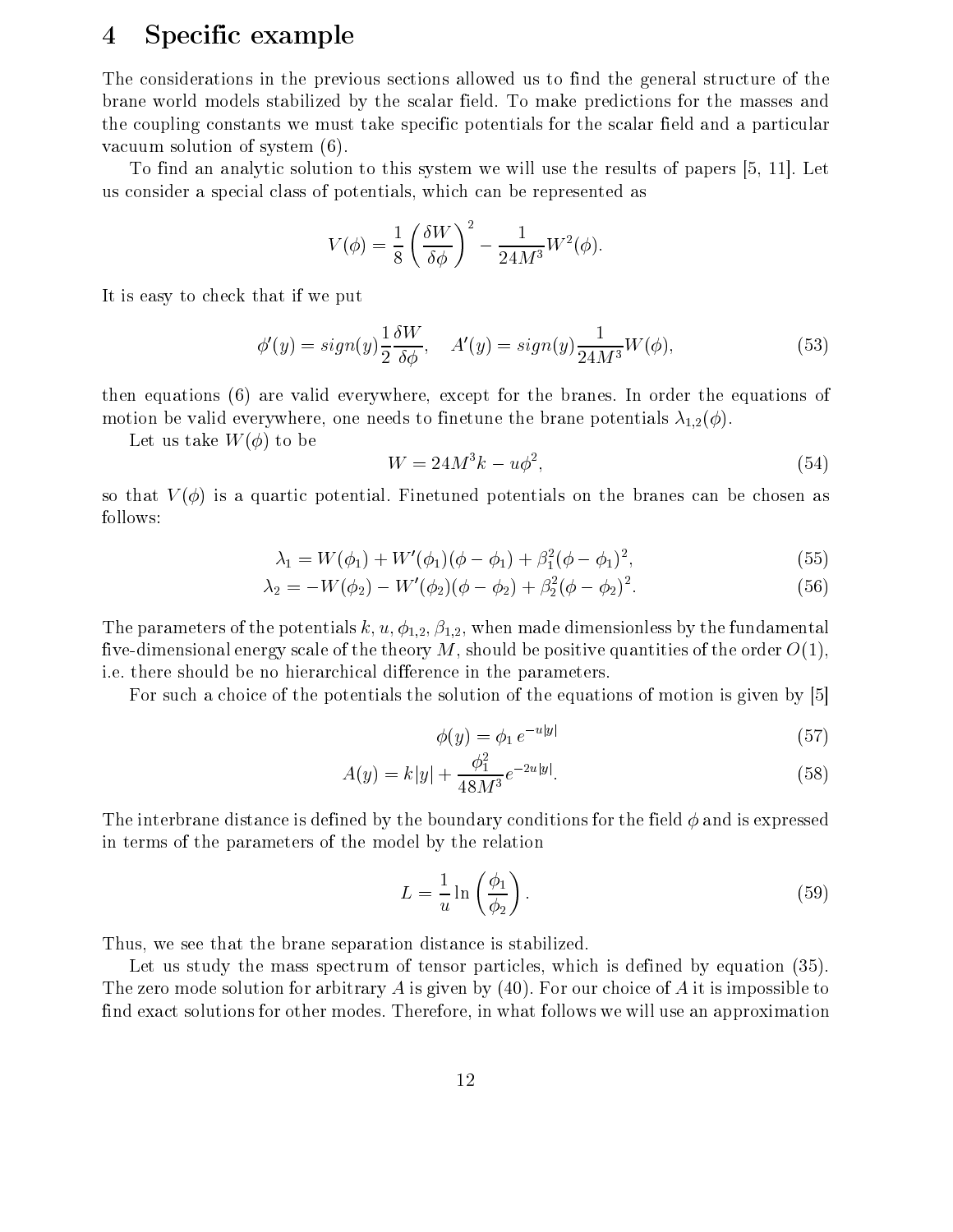## 4 Specific example

The considerations in the previous sections allowed us to find the general structure of the brane world models stabilized by the scalar field. To make predictions for the masses and the coupling constants we must take specific potentials for the scalar field and a particular vacuum solution of system (6).

To find an analytic solution to this system we will use the results of papers [5, 11]. Let us consider a special class of potentials, which can be represented as

$$V(\phi) = \frac{1}{8}\left(\frac{\delta W}{\delta \phi}\right)^2 - \frac{1}{24M^3}W^2(\phi).$$

It is easy to check that if we put

$$\phi'(y) = sign(y)\frac{1}{2}\frac{\delta W}{\delta \phi}, \quad A'(y) = sign(y)\frac{1}{24M^3}W(\phi), \tag{53}$$

then equations (6) are valid everywhere, except for the branes. In order the equations of motion be valid everywhere, one needs to finetune the brane potentials $\lambda_{1,2}(\phi)$.

Let us take $W(\phi)$ to be

$$W = 24M^3k - u\phi^2, \tag{54}$$

so that $V(\phi)$ is a quartic potential. Finetuned potentials on the branes can be chosen as follows:

$$\lambda_1 = W(\phi_1) + W'(\phi_1)(\phi - \phi_1) + \beta_1^2(\phi - \phi_1)^2, \tag{55}$$

$$\lambda_2 = -W(\phi_2) - W'(\phi_2)(\phi - \phi_2) + \beta_2^2(\phi - \phi_2)^2. \tag{56}$$

The parameters of the potentials $k, u, \phi_{1,2}, \beta_{1,2}$, when made dimensionless by the fundamental five-dimensional energy scale of the theory $M$, should be positive quantities of the order $O(1)$, i.e. there should be no hierarchical difference in the parameters.

For such a choice of the potentials the solution of the equations of motion is given by [5]

$$\phi(y) = \phi_1\, e^{-u|y|} \tag{57}$$

$$A(y) = k|y| + \frac{\phi_1^2}{48M^3}e^{-2u|y|}. \tag{58}$$

The interbrane distance is defined by the boundary conditions for the field $\phi$ and is expressed in terms of the parameters of the model by the relation

$$L = \frac{1}{u}\ln\left(\frac{\phi_1}{\phi_2}\right). \tag{59}$$

Thus, we see that the brane separation distance is stabilized.

Let us study the mass spectrum of tensor particles, which is defined by equation (35). The zero mode solution for arbitrary $A$ is given by (40). For our choice of $A$ it is impossible to find exact solutions for other modes. Therefore, in what follows we will use an approximation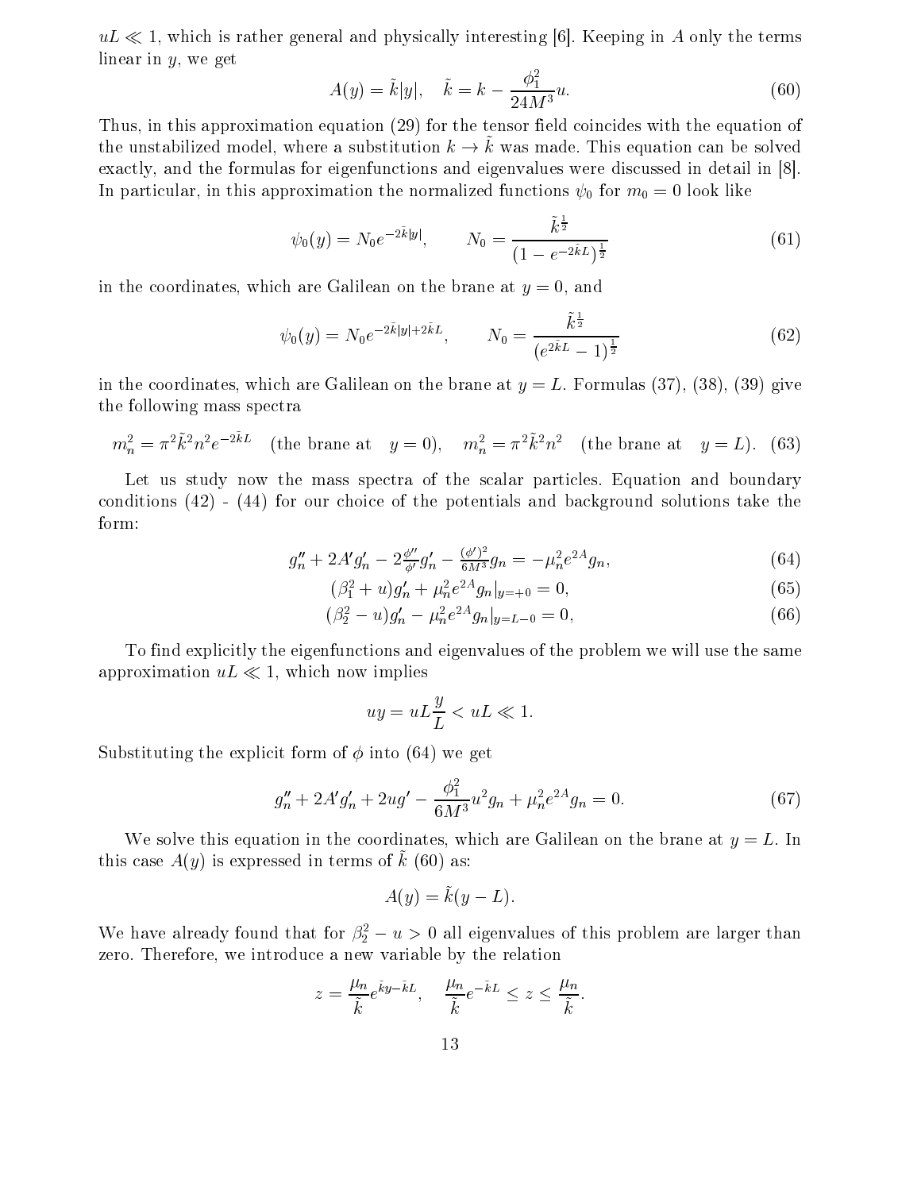$uL \ll 1$, which is rather general and physically interesting [6]. Keeping in $A$ only the terms linear in $y$, we get

$$A(y) = \tilde{k}|y|, \quad \tilde{k} = k - \frac{\phi_1^2}{24M^3}u. \tag{60}$$

Thus, in this approximation equation (29) for the tensor field coincides with the equation of the unstabilized model, where a substitution $k \to \tilde{k}$ was made. This equation can be solved exactly, and the formulas for eigenfunctions and eigenvalues were discussed in detail in [8]. In particular, in this approximation the normalized functions $\psi_0$ for $m_0 = 0$ look like

$$\psi_0(y) = N_0 e^{-2\tilde{k}|y|}, \qquad N_0 = \frac{\tilde{k}^{\frac{1}{2}}}{(1 - e^{-2\tilde{k}L})^{\frac{1}{2}}} \tag{61}$$

in the coordinates, which are Galilean on the brane at $y = 0$, and

$$\psi_0(y) = N_0 e^{-2\tilde{k}|y| + 2\tilde{k}L}, \qquad N_0 = \frac{\tilde{k}^{\frac{1}{2}}}{(e^{2\tilde{k}L} - 1)^{\frac{1}{2}}} \tag{62}$$

in the coordinates, which are Galilean on the brane at $y = L$. Formulas (37), (38), (39) give the following mass spectra

$$m_n^2 = \pi^2 \tilde{k}^2 n^2 e^{-2\tilde{k}L} \quad \text{(the brane at} \quad y = 0), \quad m_n^2 = \pi^2 \tilde{k}^2 n^2 \quad \text{(the brane at} \quad y = L). \tag{63}$$

Let us study now the mass spectra of the scalar particles. Equation and boundary conditions (42) - (44) for our choice of the potentials and background solutions take the form:

$$g_n'' + 2A'g_n' - 2\frac{\phi''}{\phi'}g_n' - \frac{(\phi')^2}{6M^3}g_n = -\mu_n^2 e^{2A} g_n, \tag{64}$$

$$(\beta_1^2 + u)g_n' + \mu_n^2 e^{2A} g_n|_{y=+0} = 0, \tag{65}$$

$$(\beta_2^2 - u)g_n' - \mu_n^2 e^{2A} g_n|_{y=L-0} = 0, \tag{66}$$

To find explicitly the eigenfunctions and eigenvalues of the problem we will use the same approximation $uL \ll 1$, which now implies

$$uy = uL\frac{y}{L} < uL \ll 1.$$

Substituting the explicit form of $\phi$ into (64) we get

$$g_n'' + 2A'g_n' + 2ug' - \frac{\phi_1^2}{6M^3}u^2 g_n + \mu_n^2 e^{2A} g_n = 0. \tag{67}$$

We solve this equation in the coordinates, which are Galilean on the brane at $y = L$. In this case $A(y)$ is expressed in terms of $\tilde{k}$ (60) as:

$$A(y) = \tilde{k}(y - L).$$

We have already found that for $\beta_2^2 - u > 0$ all eigenvalues of this problem are larger than zero. Therefore, we introduce a new variable by the relation

$$z = \frac{\mu_n}{\tilde{k}} e^{\tilde{k}y - \tilde{k}L}, \quad \frac{\mu_n}{\tilde{k}} e^{-\tilde{k}L} \leq z \leq \frac{\mu_n}{\tilde{k}}.$$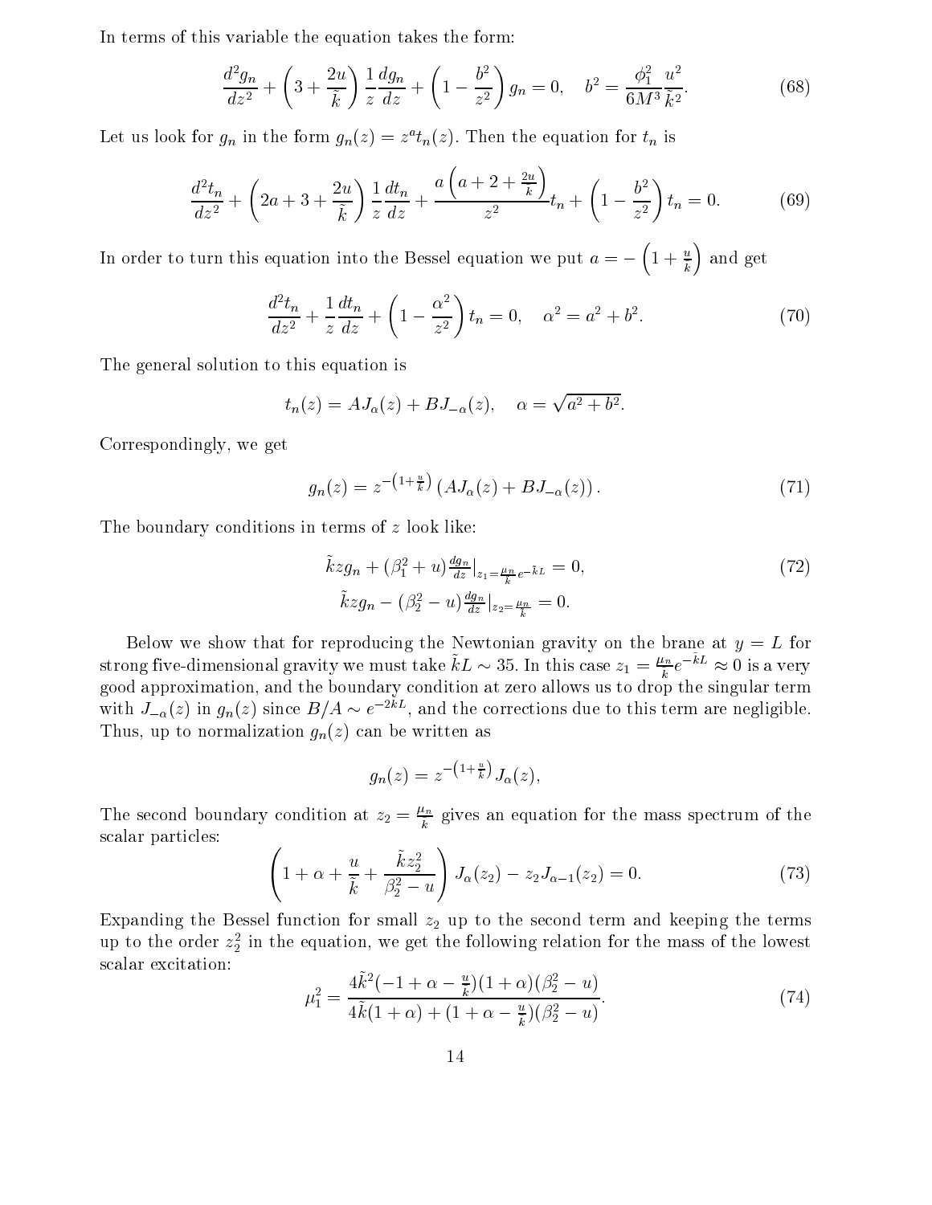In terms of this variable the equation takes the form:

$$\frac{d^2 g_n}{dz^2} + \left(3 + \frac{2u}{\tilde{k}}\right)\frac{1}{z}\frac{dg_n}{dz} + \left(1 - \frac{b^2}{z^2}\right) g_n = 0, \quad b^2 = \frac{\phi_1^2}{6M^3}\frac{u^2}{\tilde{k}^2}. \tag{68}$$

Let us look for $g_n$ in the form $g_n(z) = z^a t_n(z)$. Then the equation for $t_n$ is

$$\frac{d^2 t_n}{dz^2} + \left(2a + 3 + \frac{2u}{\tilde{k}}\right)\frac{1}{z}\frac{dt_n}{dz} + \frac{a\left(a + 2 + \frac{2u}{k}\right)}{z^2} t_n + \left(1 - \frac{b^2}{z^2}\right) t_n = 0. \tag{69}$$

In order to turn this equation into the Bessel equation we put $a = -\left(1 + \frac{u}{k}\right)$ and get

$$\frac{d^2 t_n}{dz^2} + \frac{1}{z}\frac{dt_n}{dz} + \left(1 - \frac{\alpha^2}{z^2}\right) t_n = 0, \quad \alpha^2 = a^2 + b^2. \tag{70}$$

The general solution to this equation is

$$t_n(z) = A J_\alpha(z) + B J_{-\alpha}(z), \quad \alpha = \sqrt{a^2 + b^2}.$$

Correspondingly, we get

$$g_n(z) = z^{-\left(1 + \frac{u}{k}\right)} \left(A J_\alpha(z) + B J_{-\alpha}(z)\right). \tag{71}$$

The boundary conditions in terms of $z$ look like:

$$\begin{aligned} \tilde{k} z g_n + (\beta_1^2 + u)\frac{dg_n}{dz}\Big|_{z_1 = \frac{\mu_n}{\tilde{k}} e^{-\tilde{k}L}} &= 0, \\ \tilde{k} z g_n - (\beta_2^2 - u)\frac{dg_n}{dz}\Big|_{z_2 = \frac{\mu_n}{\tilde{k}}} &= 0. \end{aligned} \tag{72}$$

Below we show that for reproducing the Newtonian gravity on the brane at $y = L$ for strong five-dimensional gravity we must take $\tilde{k}L \sim 35$. In this case $z_1 = \frac{\mu_n}{k} e^{-\tilde{k}L} \approx 0$ is a very good approximation, and the boundary condition at zero allows us to drop the singular term with $J_{-\alpha}(z)$ in $g_n(z)$ since $B/A \sim e^{-2\tilde{k}L}$, and the corrections due to this term are negligible. Thus, up to normalization $g_n(z)$ can be written as

$$g_n(z) = z^{-\left(1 + \frac{u}{k}\right)} J_\alpha(z),$$

The second boundary condition at $z_2 = \frac{\mu_n}{k}$ gives an equation for the mass spectrum of the scalar particles:

$$\left(1 + \alpha + \frac{u}{\tilde{k}} + \frac{\tilde{k} z_2^2}{\beta_2^2 - u}\right) J_\alpha(z_2) - z_2 J_{\alpha - 1}(z_2) = 0. \tag{73}$$

Expanding the Bessel function for small $z_2$ up to the second term and keeping the terms up to the order $z_2^2$ in the equation, we get the following relation for the mass of the lowest scalar excitation:

$$\mu_1^2 = \frac{4\tilde{k}^2(-1 + \alpha - \frac{u}{k})(1 + \alpha)(\beta_2^2 - u)}{4\tilde{k}(1 + \alpha) + (1 + \alpha - \frac{u}{k})(\beta_2^2 - u)}. \tag{74}$$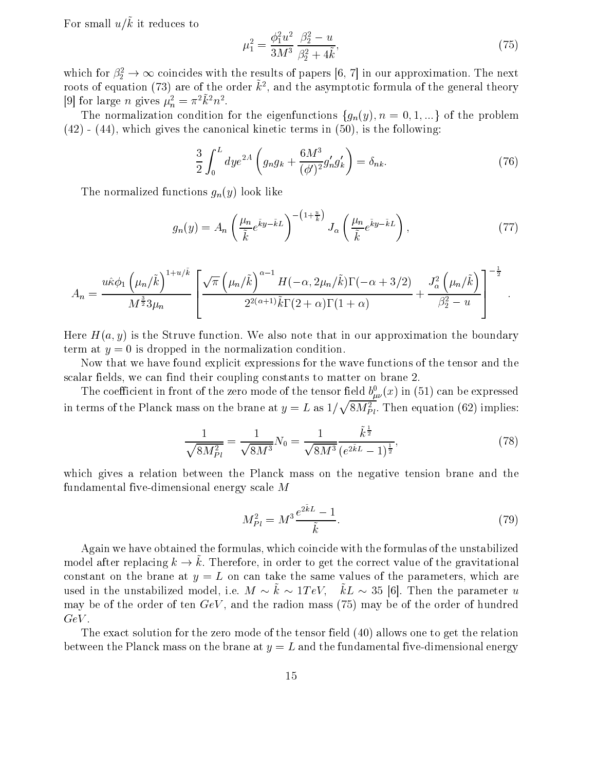For small $u/\tilde{k}$ it reduces to

$$\mu_1^2 = \frac{\phi_1^2 u^2}{3M^3} \frac{\beta_2^2 - u}{\beta_2^2 + 4\tilde{k}}, \tag{75}$$

which for $\beta_2^2 \to \infty$ coincides with the results of papers [6, 7] in our approximation. The next roots of equation (73) are of the order $\tilde{k}^2$, and the asymptotic formula of the general theory [9] for large $n$ gives $\mu_n^2 = \pi^2 \tilde{k}^2 n^2$.

The normalization condition for the eigenfunctions $\{g_n(y), n = 0, 1, ...\}$ of the problem (42) - (44), which gives the canonical kinetic terms in (50), is the following:

$$\frac{3}{2}\int_0^L dy e^{2A}\left(g_n g_k + \frac{6M^3}{(\phi')^2} g_n' g_k'\right) = \delta_{nk}. \tag{76}$$

The normalized functions $g_n(y)$ look like

$$g_n(y) = A_n \left(\frac{\mu_n}{\tilde{k}} e^{\tilde{k}y - \tilde{k}L}\right)^{-\left(1+\frac{u}{\tilde{k}}\right)} J_\alpha\left(\frac{\mu_n}{\tilde{k}} e^{\tilde{k}y - \tilde{k}L}\right), \tag{77}$$

$$A_n = \frac{u\hat{\kappa}\phi_1 \left(\mu_n/\tilde{k}\right)^{1+u/\tilde{k}}}{M^{\frac{3}{2}} 3\mu_n}\left[\frac{\sqrt{\pi}\left(\mu_n/\tilde{k}\right)^{\alpha-1} H(-\alpha, 2\mu_n/\tilde{k})\Gamma(-\alpha+3/2)}{2^{2(\alpha+1)}\tilde{k}\Gamma(2+\alpha)\Gamma(1+\alpha)} + \frac{J_\alpha^2\left(\mu_n/\tilde{k}\right)}{\beta_2^2 - u}\right]^{-\frac{1}{2}}.$$

Here $H(a, y)$ is the Struve function. We also note that in our approximation the boundary term at $y = 0$ is dropped in the normalization condition.

Now that we have found explicit expressions for the wave functions of the tensor and the scalar fields, we can find their coupling constants to matter on brane 2.

The coefficient in front of the zero mode of the tensor field $b^0_{\mu\nu}(x)$ in (51) can be expressed in terms of the Planck mass on the brane at $y = L$ as $1/\sqrt{8M_{Pl}^2}$. Then equation (62) implies:

$$\frac{1}{\sqrt{8M_{Pl}^2}} = \frac{1}{\sqrt{8M^3}} N_0 = \frac{1}{\sqrt{8M^3}} \frac{\tilde{k}^{\frac{1}{2}}}{(e^{2\tilde{k}L} - 1)^{\frac{1}{2}}}, \tag{78}$$

which gives a relation between the Planck mass on the negative tension brane and the fundamental five-dimensional energy scale $M$

$$M_{Pl}^2 = M^3 \frac{e^{2\tilde{k}L} - 1}{\tilde{k}}. \tag{79}$$

Again we have obtained the formulas, which coincide with the formulas of the unstabilized model after replacing $k \to \tilde{k}$. Therefore, in order to get the correct value of the gravitational constant on the brane at $y = L$ on can take the same values of the parameters, which are used in the unstabilized model, i.e. $M \sim \tilde{k} \sim 1TeV$, $\tilde{k}L \sim 35$ [6]. Then the parameter $u$ may be of the order of ten $GeV$, and the radion mass (75) may be of the order of hundred $GeV$.

The exact solution for the zero mode of the tensor field (40) allows one to get the relation between the Planck mass on the brane at $y = L$ and the fundamental five-dimensional energy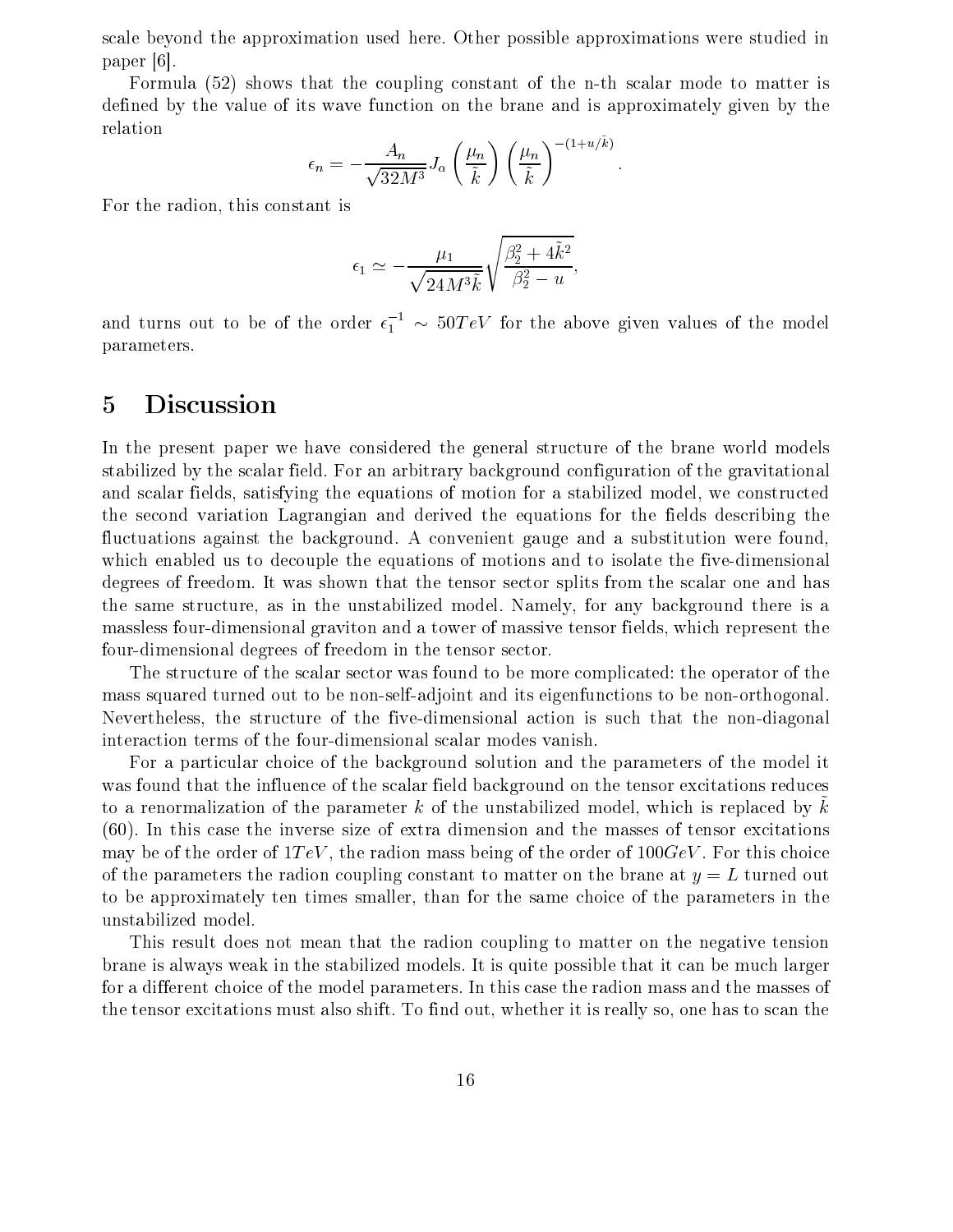scale beyond the approximation used here. Other possible approximations were studied in paper [6].

Formula (52) shows that the coupling constant of the n-th scalar mode to matter is defined by the value of its wave function on the brane and is approximately given by the relation

$$\epsilon_n = -\frac{A_n}{\sqrt{32M^3}} J_\alpha \left(\frac{\mu_n}{\tilde{k}}\right) \left(\frac{\mu_n}{\tilde{k}}\right)^{-(1+u/\tilde{k})}.$$

For the radion, this constant is

$$\epsilon_1 \simeq -\frac{\mu_1}{\sqrt{24M^3\tilde{k}}} \sqrt{\frac{\beta_2^2 + 4\tilde{k}^2}{\beta_2^2 - u}},$$

and turns out to be of the order $\epsilon_1^{-1} \sim 50TeV$ for the above given values of the model parameters.

## 5 Discussion

In the present paper we have considered the general structure of the brane world models stabilized by the scalar field. For an arbitrary background configuration of the gravitational and scalar fields, satisfying the equations of motion for a stabilized model, we constructed the second variation Lagrangian and derived the equations for the fields describing the fluctuations against the background. A convenient gauge and a substitution were found, which enabled us to decouple the equations of motions and to isolate the five-dimensional degrees of freedom. It was shown that the tensor sector splits from the scalar one and has the same structure, as in the unstabilized model. Namely, for any background there is a massless four-dimensional graviton and a tower of massive tensor fields, which represent the four-dimensional degrees of freedom in the tensor sector.

The structure of the scalar sector was found to be more complicated: the operator of the mass squared turned out to be non-self-adjoint and its eigenfunctions to be non-orthogonal. Nevertheless, the structure of the five-dimensional action is such that the non-diagonal interaction terms of the four-dimensional scalar modes vanish.

For a particular choice of the background solution and the parameters of the model it was found that the influence of the scalar field background on the tensor excitations reduces to a renormalization of the parameter $k$ of the unstabilized model, which is replaced by $\tilde{k}$ (60). In this case the inverse size of extra dimension and the masses of tensor excitations may be of the order of $1TeV$, the radion mass being of the order of $100GeV$. For this choice of the parameters the radion coupling constant to matter on the brane at $y = L$ turned out to be approximately ten times smaller, than for the same choice of the parameters in the unstabilized model.

This result does not mean that the radion coupling to matter on the negative tension brane is always weak in the stabilized models. It is quite possible that it can be much larger for a different choice of the model parameters. In this case the radion mass and the masses of the tensor excitations must also shift. To find out, whether it is really so, one has to scan the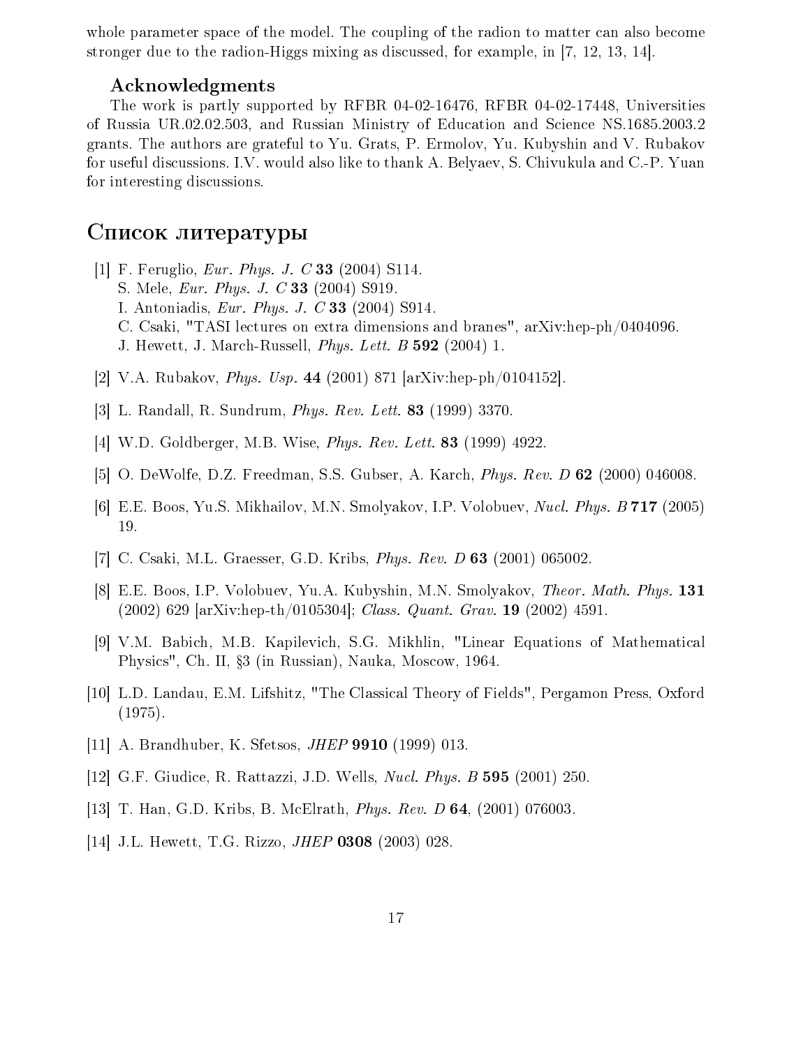whole parameter space of the model. The coupling of the radion to matter can also become stronger due to the radion-Higgs mixing as discussed, for example, in [7, 12, 13, 14].

### Acknowledgments

The work is partly supported by RFBR 04-02-16476, RFBR 04-02-17448, Universities of Russia UR.02.02.503, and Russian Ministry of Education and Science NS.1685.2003.2 grants. The authors are grateful to Yu. Grats, P. Ermolov, Yu. Kubyshin and V. Rubakov for useful discussions. I.V. would also like to thank A. Belyaev, S. Chivukula and C.-P. Yuan for interesting discussions.

## Список литературы

[1] F. Feruglio, *Eur. Phys. J. C* **33** (2004) S114.
S. Mele, *Eur. Phys. J. C* **33** (2004) S919.
I. Antoniadis, *Eur. Phys. J. C* **33** (2004) S914.
C. Csaki, "TASI lectures on extra dimensions and branes", arXiv:hep-ph/0404096.
J. Hewett, J. March-Russell, *Phys. Lett. B* **592** (2004) 1.

[2] V.A. Rubakov, *Phys. Usp.* **44** (2001) 871 [arXiv:hep-ph/0104152].

[3] L. Randall, R. Sundrum, *Phys. Rev. Lett.* **83** (1999) 3370.

[4] W.D. Goldberger, M.B. Wise, *Phys. Rev. Lett.* **83** (1999) 4922.

[5] O. DeWolfe, D.Z. Freedman, S.S. Gubser, A. Karch, *Phys. Rev. D* **62** (2000) 046008.

[6] E.E. Boos, Yu.S. Mikhailov, M.N. Smolyakov, I.P. Volobuev, *Nucl. Phys. B* **717** (2005) 19.

[7] C. Csaki, M.L. Graesser, G.D. Kribs, *Phys. Rev. D* **63** (2001) 065002.

[8] E.E. Boos, I.P. Volobuev, Yu.A. Kubyshin, M.N. Smolyakov, *Theor. Math. Phys.* **131** (2002) 629 [arXiv:hep-th/0105304]; *Class. Quant. Grav.* **19** (2002) 4591.

[9] V.M. Babich, M.B. Kapilevich, S.G. Mikhlin, "Linear Equations of Mathematical Physics", Ch. II, §3 (in Russian), Nauka, Moscow, 1964.

[10] L.D. Landau, E.M. Lifshitz, "The Classical Theory of Fields", Pergamon Press, Oxford (1975).

[11] A. Brandhuber, K. Sfetsos, *JHEP* **9910** (1999) 013.

[12] G.F. Giudice, R. Rattazzi, J.D. Wells, *Nucl. Phys. B* **595** (2001) 250.

[13] T. Han, G.D. Kribs, B. McElrath, *Phys. Rev. D* **64**, (2001) 076003.

[14] J.L. Hewett, T.G. Rizzo, *JHEP* **0308** (2003) 028.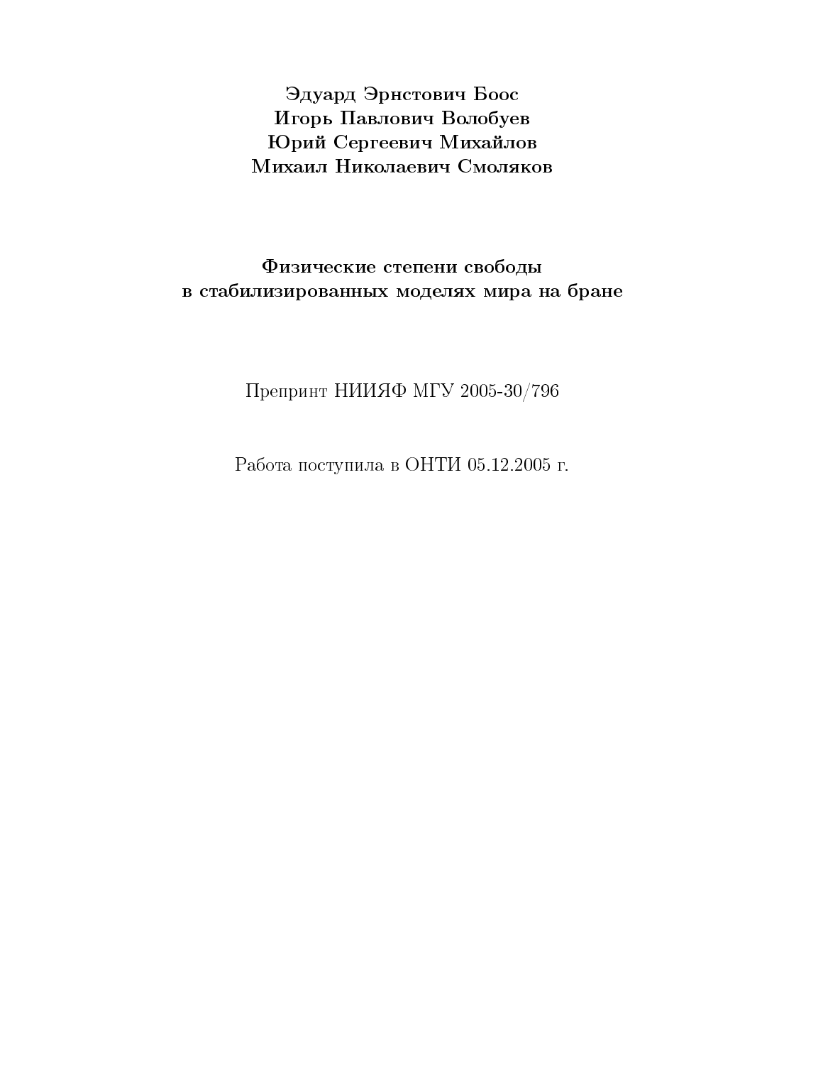**Эдуард Эрнстович Боос**
**Игорь Павлович Волобуев**
**Юрий Сергеевич Михайлов**
**Михаил Николаевич Смоляков**

**Физические степени свободы**
**в стабилизированных моделях мира на бране**

Препринт НИИЯФ МГУ 2005-30/796

Работа поступила в ОНТИ 05.12.2005 г.